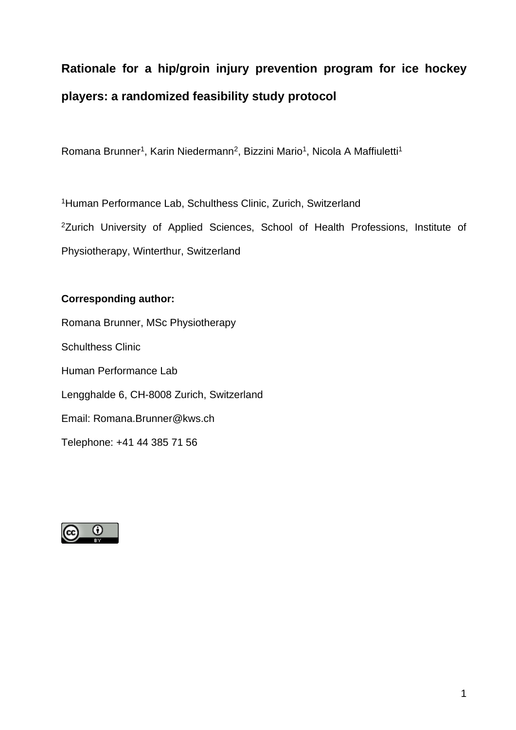# Rationale for a hip/groin injury prevention program for ice hockey players: a randomized feasibility study protocol

Romana Brunner[1], Karin Niedermann[2], Bizzini Mario[1], Nicola A Maffiuletti[1]

[1]Human Performance Lab, Schulthess Clinic, Zurich, Switzerland

[2]Zurich University of Applied Sciences, School of Health Professions, Institute of Physiotherapy, Winterthur, Switzerland

**Corresponding author:**

Romana Brunner, MSc Physiotherapy

Schulthess Clinic

Human Performance Lab

Lengghalde 6, CH-8008 Zurich, Switzerland

Email: Romana.Brunner@kws.ch

Telephone: +41 44 385 71 56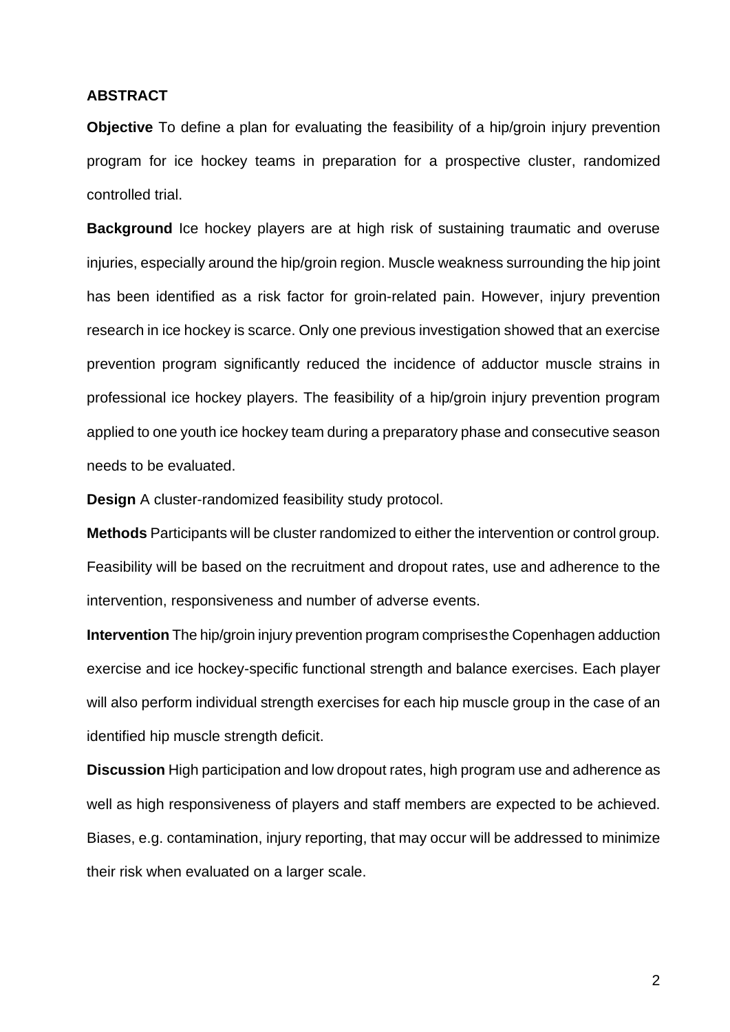## ABSTRACT

**Objective** To define a plan for evaluating the feasibility of a hip/groin injury prevention program for ice hockey teams in preparation for a prospective cluster, randomized controlled trial.

**Background** Ice hockey players are at high risk of sustaining traumatic and overuse injuries, especially around the hip/groin region. Muscle weakness surrounding the hip joint has been identified as a risk factor for groin-related pain. However, injury prevention research in ice hockey is scarce. Only one previous investigation showed that an exercise prevention program significantly reduced the incidence of adductor muscle strains in professional ice hockey players. The feasibility of a hip/groin injury prevention program applied to one youth ice hockey team during a preparatory phase and consecutive season needs to be evaluated.

**Design** A cluster-randomized feasibility study protocol.

**Methods** Participants will be cluster randomized to either the intervention or control group. Feasibility will be based on the recruitment and dropout rates, use and adherence to the intervention, responsiveness and number of adverse events.

**Intervention** The hip/groin injury prevention program comprises the Copenhagen adduction exercise and ice hockey-specific functional strength and balance exercises. Each player will also perform individual strength exercises for each hip muscle group in the case of an identified hip muscle strength deficit.

**Discussion** High participation and low dropout rates, high program use and adherence as well as high responsiveness of players and staff members are expected to be achieved. Biases, e.g. contamination, injury reporting, that may occur will be addressed to minimize their risk when evaluated on a larger scale.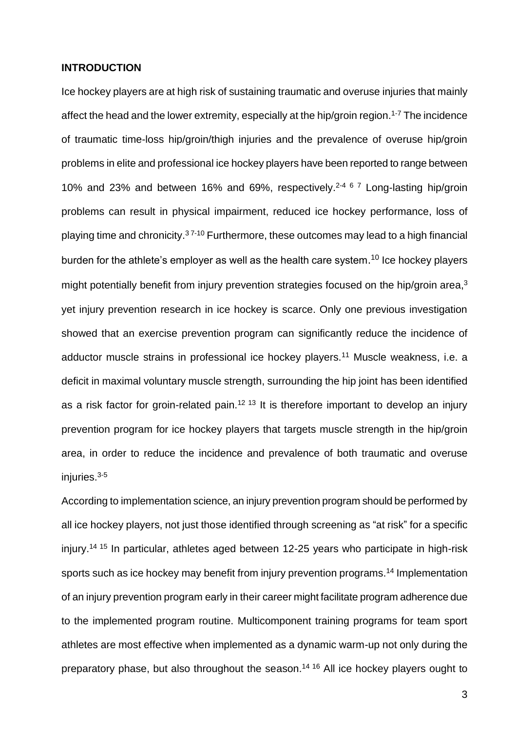## INTRODUCTION

Ice hockey players are at high risk of sustaining traumatic and overuse injuries that mainly affect the head and the lower extremity, especially at the hip/groin region.[1-7] The incidence of traumatic time-loss hip/groin/thigh injuries and the prevalence of overuse hip/groin problems in elite and professional ice hockey players have been reported to range between 10% and 23% and between 16% and 69%, respectively.[2-4 6 7] Long-lasting hip/groin problems can result in physical impairment, reduced ice hockey performance, loss of playing time and chronicity.[3 7-10] Furthermore, these outcomes may lead to a high financial burden for the athlete's employer as well as the health care system.[10] Ice hockey players might potentially benefit from injury prevention strategies focused on the hip/groin area,[3] yet injury prevention research in ice hockey is scarce. Only one previous investigation showed that an exercise prevention program can significantly reduce the incidence of adductor muscle strains in professional ice hockey players.[11] Muscle weakness, i.e. a deficit in maximal voluntary muscle strength, surrounding the hip joint has been identified as a risk factor for groin-related pain.[12 13] It is therefore important to develop an injury prevention program for ice hockey players that targets muscle strength in the hip/groin area, in order to reduce the incidence and prevalence of both traumatic and overuse injuries.[3-5]

According to implementation science, an injury prevention program should be performed by all ice hockey players, not just those identified through screening as "at risk" for a specific injury.[14 15] In particular, athletes aged between 12-25 years who participate in high-risk sports such as ice hockey may benefit from injury prevention programs.[14] Implementation of an injury prevention program early in their career might facilitate program adherence due to the implemented program routine. Multicomponent training programs for team sport athletes are most effective when implemented as a dynamic warm-up not only during the preparatory phase, but also throughout the season.[14 16] All ice hockey players ought to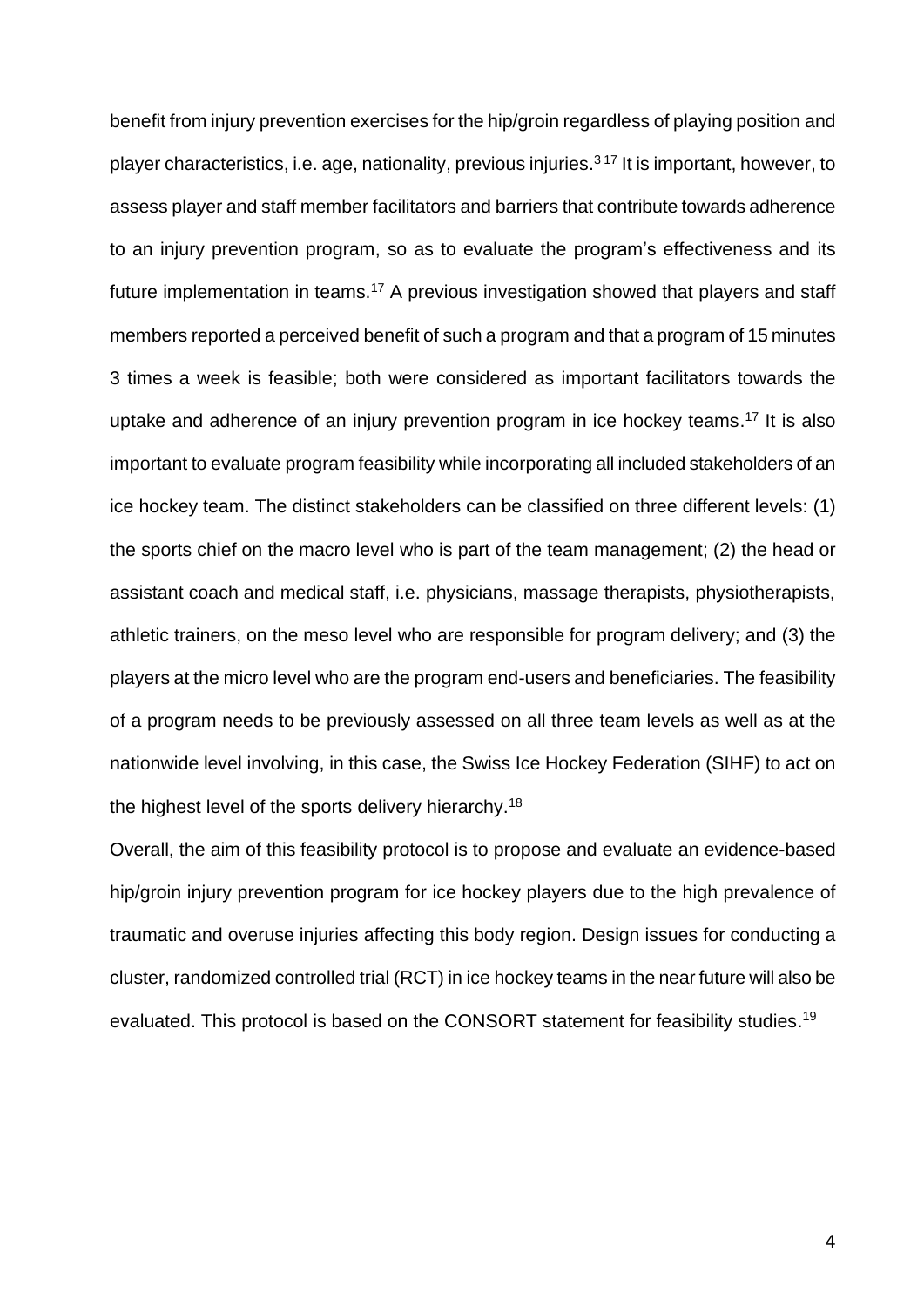benefit from injury prevention exercises for the hip/groin regardless of playing position and player characteristics, i.e. age, nationality, previous injuries.[3 17] It is important, however, to assess player and staff member facilitators and barriers that contribute towards adherence to an injury prevention program, so as to evaluate the program's effectiveness and its future implementation in teams.[17] A previous investigation showed that players and staff members reported a perceived benefit of such a program and that a program of 15 minutes 3 times a week is feasible; both were considered as important facilitators towards the uptake and adherence of an injury prevention program in ice hockey teams.[17] It is also important to evaluate program feasibility while incorporating all included stakeholders of an ice hockey team. The distinct stakeholders can be classified on three different levels: (1) the sports chief on the macro level who is part of the team management; (2) the head or assistant coach and medical staff, i.e. physicians, massage therapists, physiotherapists, athletic trainers, on the meso level who are responsible for program delivery; and (3) the players at the micro level who are the program end-users and beneficiaries. The feasibility of a program needs to be previously assessed on all three team levels as well as at the nationwide level involving, in this case, the Swiss Ice Hockey Federation (SIHF) to act on the highest level of the sports delivery hierarchy.[18]

Overall, the aim of this feasibility protocol is to propose and evaluate an evidence-based hip/groin injury prevention program for ice hockey players due to the high prevalence of traumatic and overuse injuries affecting this body region. Design issues for conducting a cluster, randomized controlled trial (RCT) in ice hockey teams in the near future will also be evaluated. This protocol is based on the CONSORT statement for feasibility studies.[19]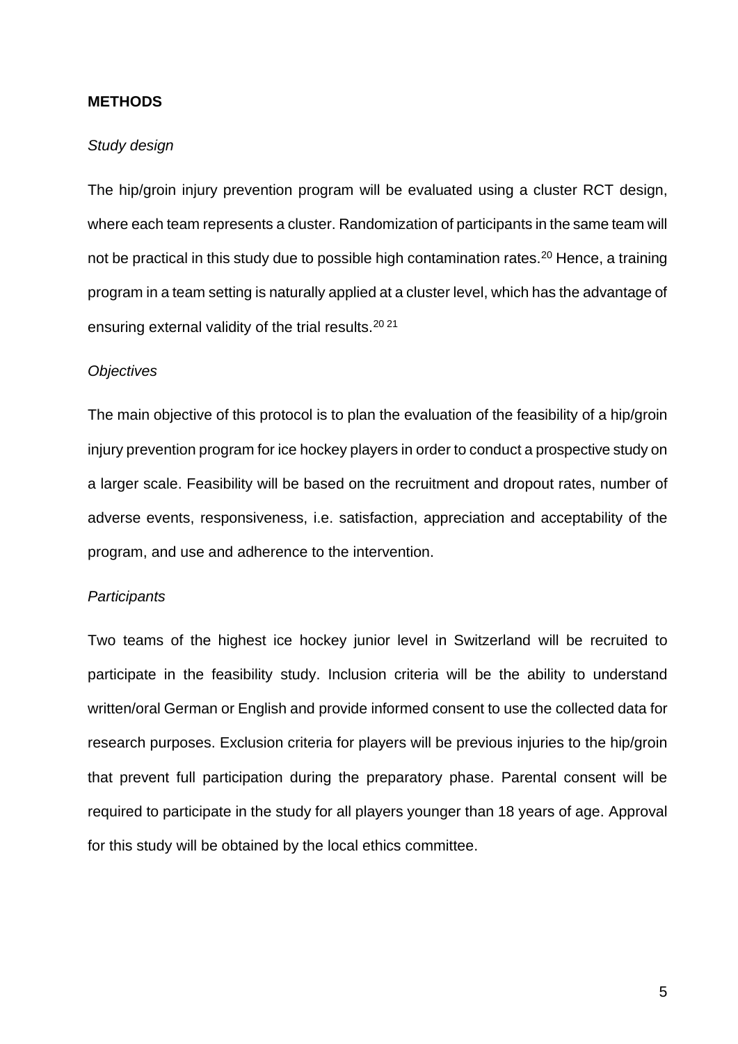## METHODS

### *Study design*

The hip/groin injury prevention program will be evaluated using a cluster RCT design, where each team represents a cluster. Randomization of participants in the same team will not be practical in this study due to possible high contamination rates.[20] Hence, a training program in a team setting is naturally applied at a cluster level, which has the advantage of ensuring external validity of the trial results.[20 21]

### *Objectives*

The main objective of this protocol is to plan the evaluation of the feasibility of a hip/groin injury prevention program for ice hockey players in order to conduct a prospective study on a larger scale. Feasibility will be based on the recruitment and dropout rates, number of adverse events, responsiveness, i.e. satisfaction, appreciation and acceptability of the program, and use and adherence to the intervention.

### *Participants*

Two teams of the highest ice hockey junior level in Switzerland will be recruited to participate in the feasibility study. Inclusion criteria will be the ability to understand written/oral German or English and provide informed consent to use the collected data for research purposes. Exclusion criteria for players will be previous injuries to the hip/groin that prevent full participation during the preparatory phase. Parental consent will be required to participate in the study for all players younger than 18 years of age. Approval for this study will be obtained by the local ethics committee.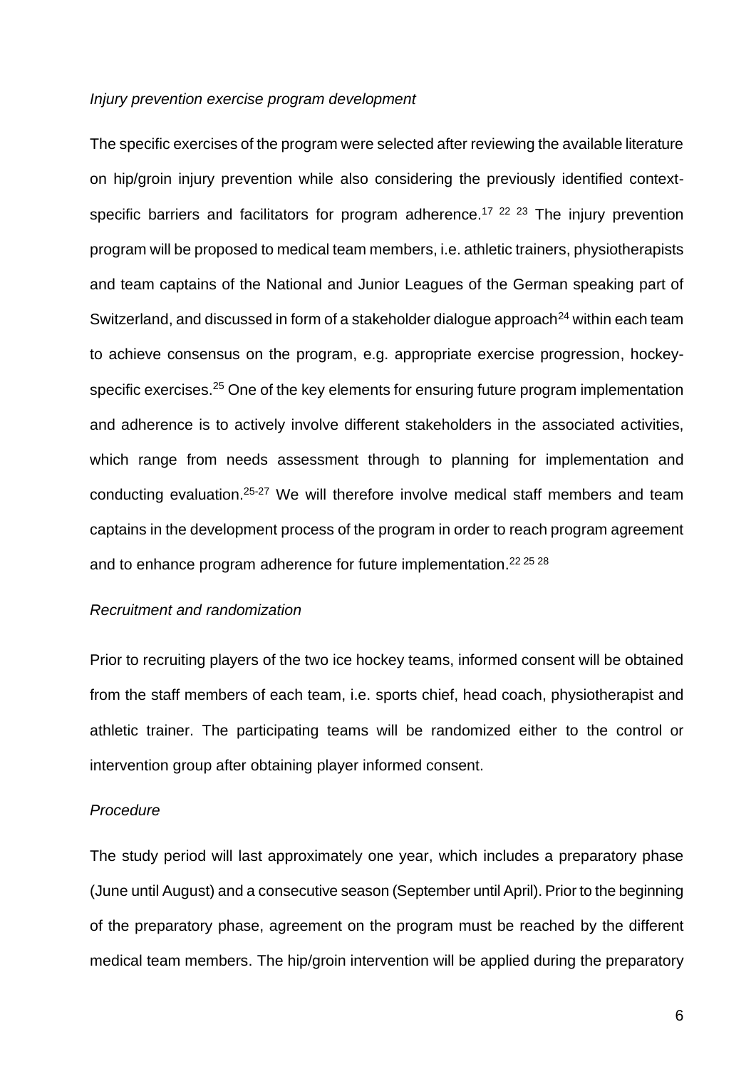*Injury prevention exercise program development*

The specific exercises of the program were selected after reviewing the available literature on hip/groin injury prevention while also considering the previously identified context-specific barriers and facilitators for program adherence.[17 22 23] The injury prevention program will be proposed to medical team members, i.e. athletic trainers, physiotherapists and team captains of the National and Junior Leagues of the German speaking part of Switzerland, and discussed in form of a stakeholder dialogue approach[24] within each team to achieve consensus on the program, e.g. appropriate exercise progression, hockey-specific exercises.[25] One of the key elements for ensuring future program implementation and adherence is to actively involve different stakeholders in the associated activities, which range from needs assessment through to planning for implementation and conducting evaluation.[25-27] We will therefore involve medical staff members and team captains in the development process of the program in order to reach program agreement and to enhance program adherence for future implementation.[22 25 28]

*Recruitment and randomization*

Prior to recruiting players of the two ice hockey teams, informed consent will be obtained from the staff members of each team, i.e. sports chief, head coach, physiotherapist and athletic trainer. The participating teams will be randomized either to the control or intervention group after obtaining player informed consent.

*Procedure*

The study period will last approximately one year, which includes a preparatory phase (June until August) and a consecutive season (September until April). Prior to the beginning of the preparatory phase, agreement on the program must be reached by the different medical team members. The hip/groin intervention will be applied during the preparatory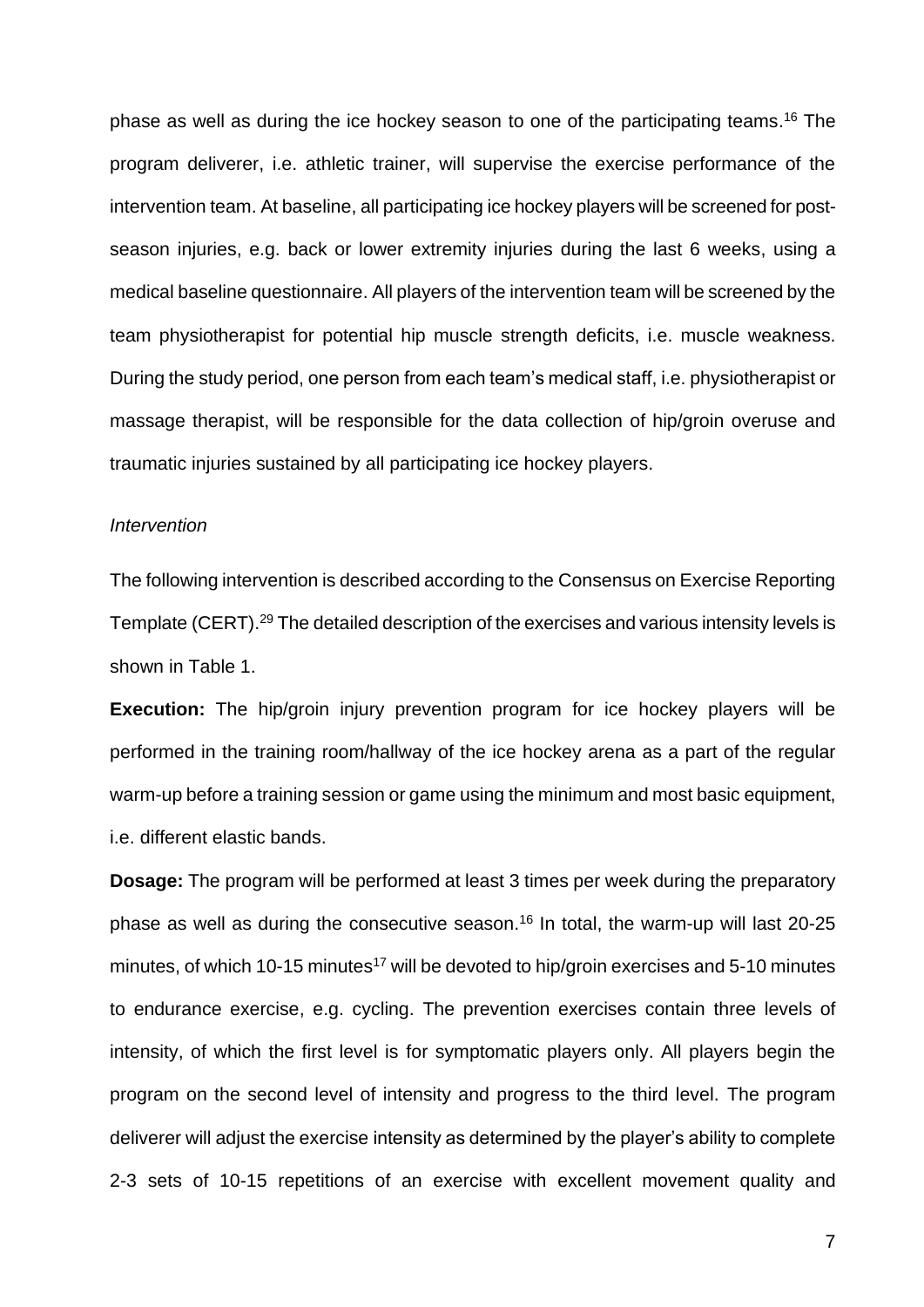phase as well as during the ice hockey season to one of the participating teams.[16] The program deliverer, i.e. athletic trainer, will supervise the exercise performance of the intervention team. At baseline, all participating ice hockey players will be screened for post-season injuries, e.g. back or lower extremity injuries during the last 6 weeks, using a medical baseline questionnaire. All players of the intervention team will be screened by the team physiotherapist for potential hip muscle strength deficits, i.e. muscle weakness. During the study period, one person from each team's medical staff, i.e. physiotherapist or massage therapist, will be responsible for the data collection of hip/groin overuse and traumatic injuries sustained by all participating ice hockey players.

*Intervention*

The following intervention is described according to the Consensus on Exercise Reporting Template (CERT).[29] The detailed description of the exercises and various intensity levels is shown in Table 1.

**Execution:** The hip/groin injury prevention program for ice hockey players will be performed in the training room/hallway of the ice hockey arena as a part of the regular warm-up before a training session or game using the minimum and most basic equipment, i.e. different elastic bands.

**Dosage:** The program will be performed at least 3 times per week during the preparatory phase as well as during the consecutive season.[16] In total, the warm-up will last 20-25 minutes, of which 10-15 minutes[17] will be devoted to hip/groin exercises and 5-10 minutes to endurance exercise, e.g. cycling. The prevention exercises contain three levels of intensity, of which the first level is for symptomatic players only. All players begin the program on the second level of intensity and progress to the third level. The program deliverer will adjust the exercise intensity as determined by the player's ability to complete 2-3 sets of 10-15 repetitions of an exercise with excellent movement quality and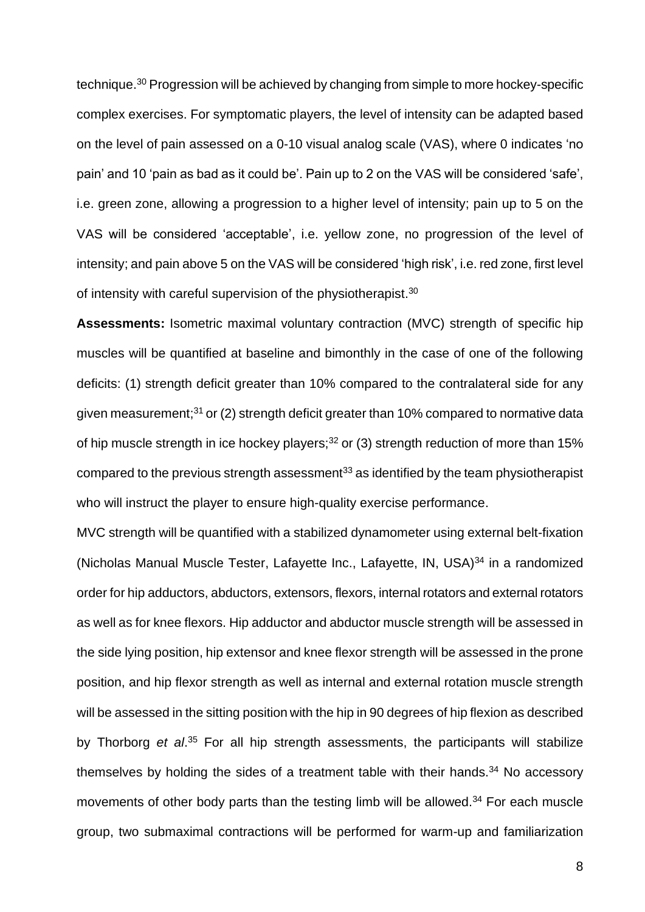technique.[30] Progression will be achieved by changing from simple to more hockey-specific complex exercises. For symptomatic players, the level of intensity can be adapted based on the level of pain assessed on a 0-10 visual analog scale (VAS), where 0 indicates 'no pain' and 10 'pain as bad as it could be'. Pain up to 2 on the VAS will be considered 'safe', i.e. green zone, allowing a progression to a higher level of intensity; pain up to 5 on the VAS will be considered 'acceptable', i.e. yellow zone, no progression of the level of intensity; and pain above 5 on the VAS will be considered 'high risk', i.e. red zone, first level of intensity with careful supervision of the physiotherapist.[30]

**Assessments:** Isometric maximal voluntary contraction (MVC) strength of specific hip muscles will be quantified at baseline and bimonthly in the case of one of the following deficits: (1) strength deficit greater than 10% compared to the contralateral side for any given measurement;[31] or (2) strength deficit greater than 10% compared to normative data of hip muscle strength in ice hockey players;[32] or (3) strength reduction of more than 15% compared to the previous strength assessment[33] as identified by the team physiotherapist who will instruct the player to ensure high-quality exercise performance.

MVC strength will be quantified with a stabilized dynamometer using external belt-fixation (Nicholas Manual Muscle Tester, Lafayette Inc., Lafayette, IN, USA)[34] in a randomized order for hip adductors, abductors, extensors, flexors, internal rotators and external rotators as well as for knee flexors. Hip adductor and abductor muscle strength will be assessed in the side lying position, hip extensor and knee flexor strength will be assessed in the prone position, and hip flexor strength as well as internal and external rotation muscle strength will be assessed in the sitting position with the hip in 90 degrees of hip flexion as described by Thorborg *et al*.[35] For all hip strength assessments, the participants will stabilize themselves by holding the sides of a treatment table with their hands.[34] No accessory movements of other body parts than the testing limb will be allowed.[34] For each muscle group, two submaximal contractions will be performed for warm-up and familiarization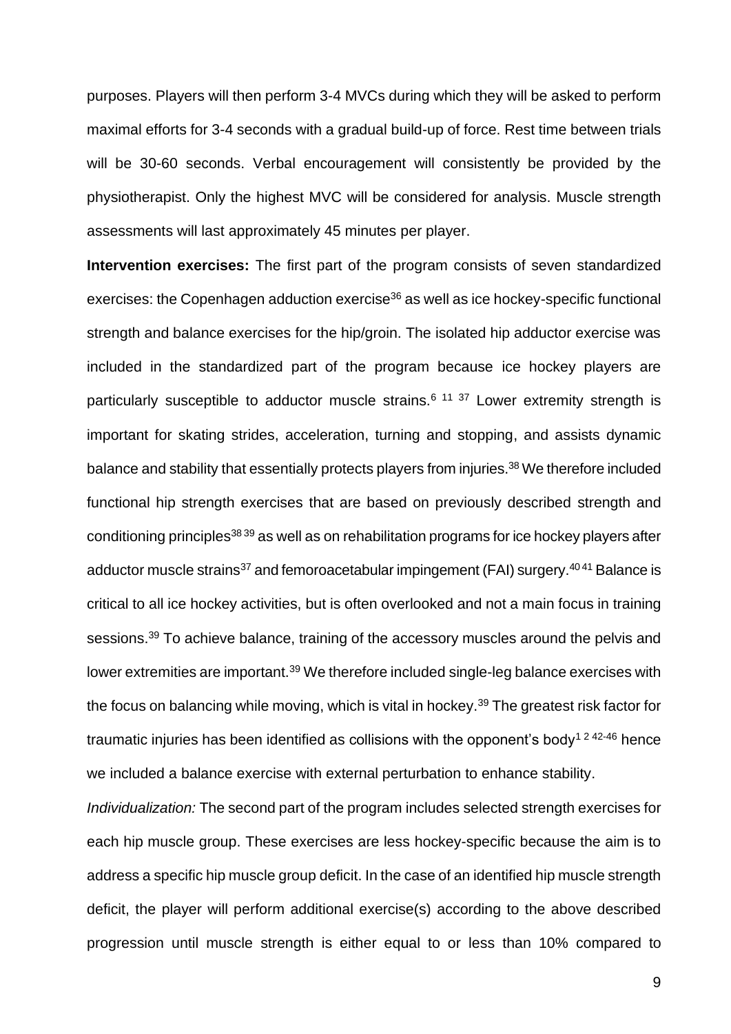purposes. Players will then perform 3-4 MVCs during which they will be asked to perform maximal efforts for 3-4 seconds with a gradual build-up of force. Rest time between trials will be 30-60 seconds. Verbal encouragement will consistently be provided by the physiotherapist. Only the highest MVC will be considered for analysis. Muscle strength assessments will last approximately 45 minutes per player.

**Intervention exercises:** The first part of the program consists of seven standardized exercises: the Copenhagen adduction exercise[36] as well as ice hockey-specific functional strength and balance exercises for the hip/groin. The isolated hip adductor exercise was included in the standardized part of the program because ice hockey players are particularly susceptible to adductor muscle strains.[6 11 37] Lower extremity strength is important for skating strides, acceleration, turning and stopping, and assists dynamic balance and stability that essentially protects players from injuries.[38] We therefore included functional hip strength exercises that are based on previously described strength and conditioning principles[38 39] as well as on rehabilitation programs for ice hockey players after adductor muscle strains[37] and femoroacetabular impingement (FAI) surgery.[40 41] Balance is critical to all ice hockey activities, but is often overlooked and not a main focus in training sessions.[39] To achieve balance, training of the accessory muscles around the pelvis and lower extremities are important.[39] We therefore included single-leg balance exercises with the focus on balancing while moving, which is vital in hockey.[39] The greatest risk factor for traumatic injuries has been identified as collisions with the opponent's body[1 2 42-46] hence we included a balance exercise with external perturbation to enhance stability.

*Individualization:* The second part of the program includes selected strength exercises for each hip muscle group. These exercises are less hockey-specific because the aim is to address a specific hip muscle group deficit. In the case of an identified hip muscle strength deficit, the player will perform additional exercise(s) according to the above described progression until muscle strength is either equal to or less than 10% compared to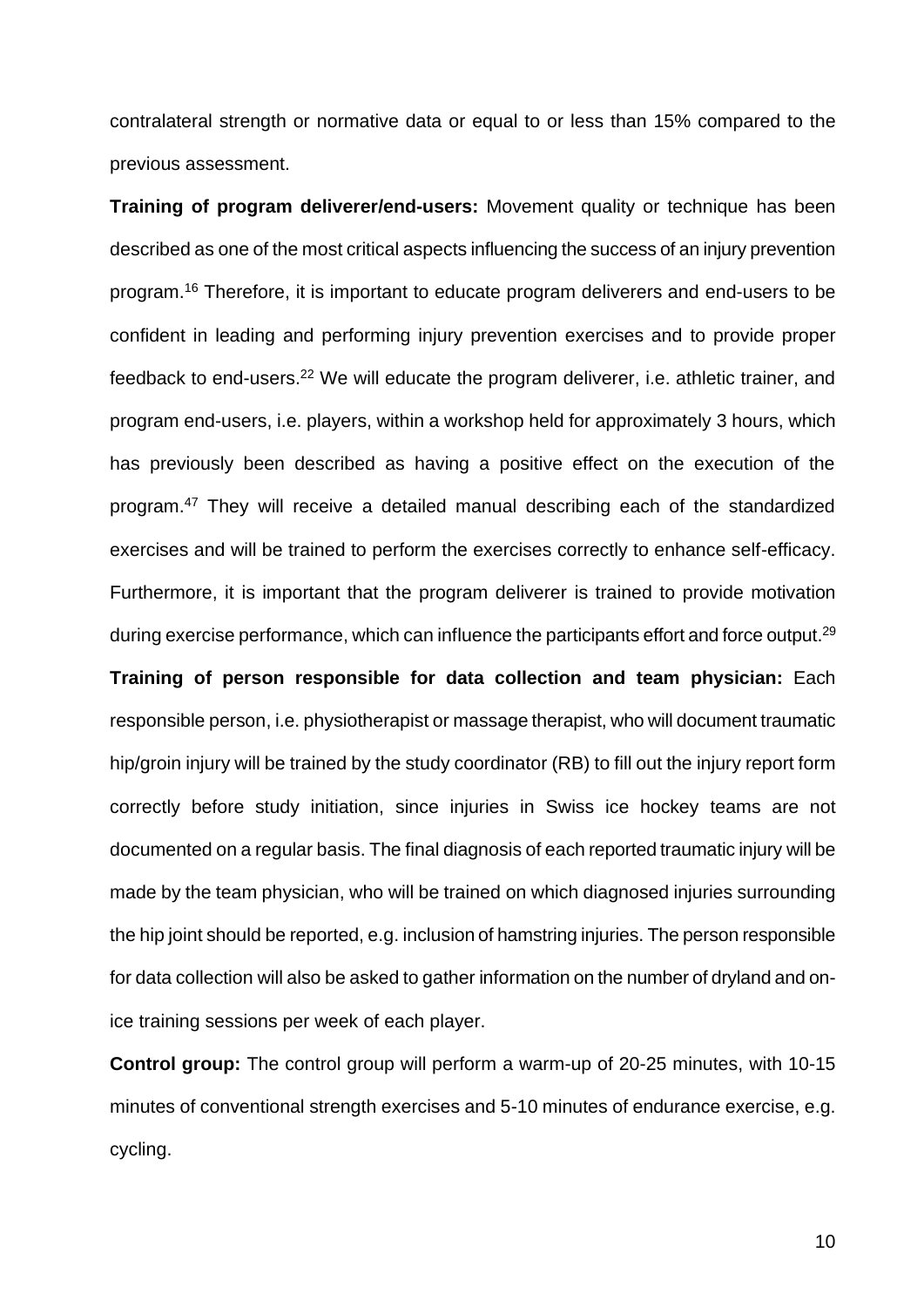contralateral strength or normative data or equal to or less than 15% compared to the previous assessment.

**Training of program deliverer/end-users:** Movement quality or technique has been described as one of the most critical aspects influencing the success of an injury prevention program.[16] Therefore, it is important to educate program deliverers and end-users to be confident in leading and performing injury prevention exercises and to provide proper feedback to end-users.[22] We will educate the program deliverer, i.e. athletic trainer, and program end-users, i.e. players, within a workshop held for approximately 3 hours, which has previously been described as having a positive effect on the execution of the program.[47] They will receive a detailed manual describing each of the standardized exercises and will be trained to perform the exercises correctly to enhance self-efficacy. Furthermore, it is important that the program deliverer is trained to provide motivation during exercise performance, which can influence the participants effort and force output.[29]

**Training of person responsible for data collection and team physician:** Each responsible person, i.e. physiotherapist or massage therapist, who will document traumatic hip/groin injury will be trained by the study coordinator (RB) to fill out the injury report form correctly before study initiation, since injuries in Swiss ice hockey teams are not documented on a regular basis. The final diagnosis of each reported traumatic injury will be made by the team physician, who will be trained on which diagnosed injuries surrounding the hip joint should be reported, e.g. inclusion of hamstring injuries. The person responsible for data collection will also be asked to gather information on the number of dryland and on-ice training sessions per week of each player.

**Control group:** The control group will perform a warm-up of 20-25 minutes, with 10-15 minutes of conventional strength exercises and 5-10 minutes of endurance exercise, e.g. cycling.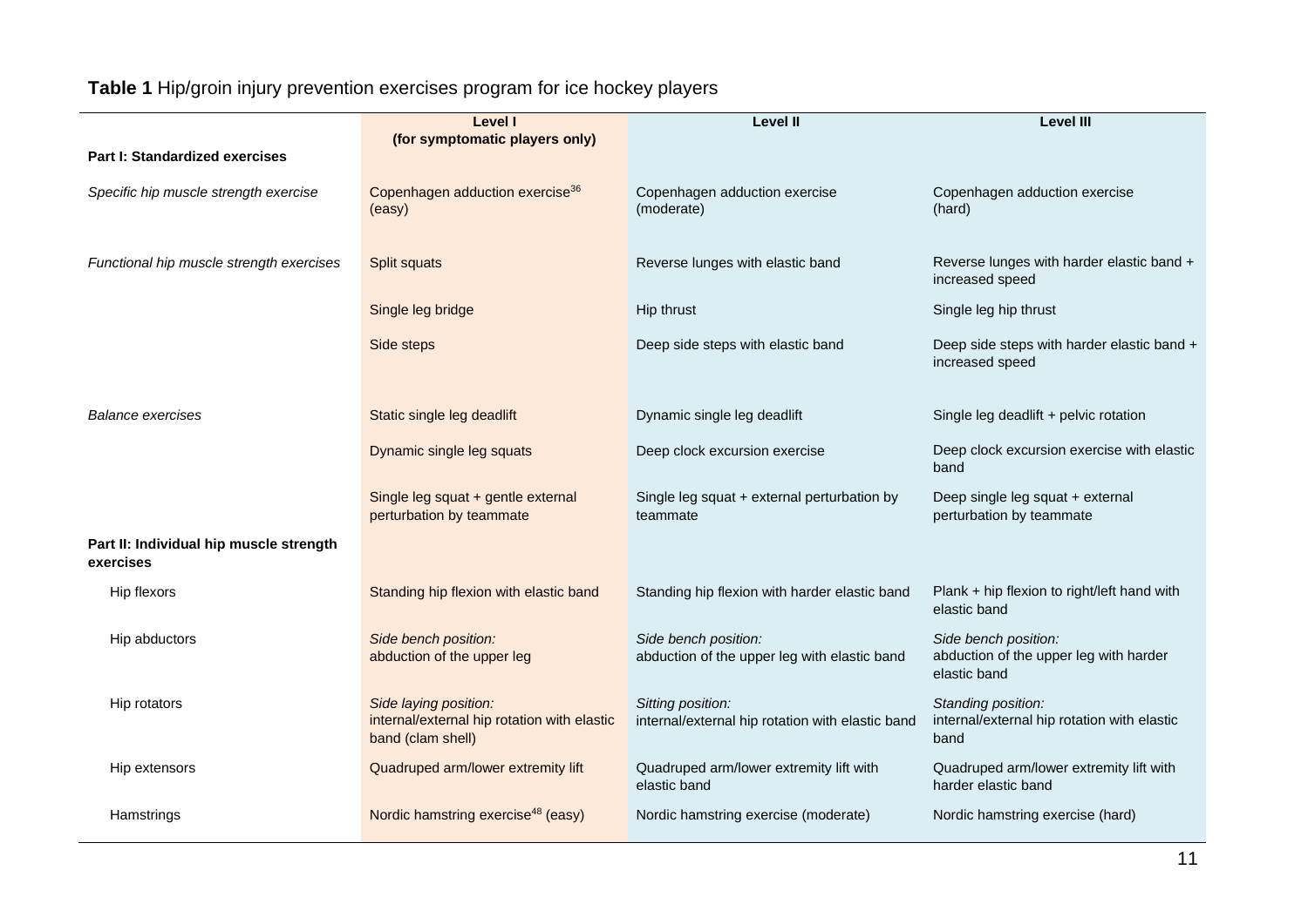**Table 1** Hip/groin injury prevention exercises program for ice hockey players

| | Level I (for symptomatic players only) | Level II | Level III |
|---|---|---|---|
| **Part I: Standardized exercises** | | | |
| *Specific hip muscle strength exercise* | Copenhagen adduction exercise[36] (easy) | Copenhagen adduction exercise (moderate) | Copenhagen adduction exercise (hard) |
| *Functional hip muscle strength exercises* | Split squats | Reverse lunges with elastic band | Reverse lunges with harder elastic band + increased speed |
| | Single leg bridge | Hip thrust | Single leg hip thrust |
| | Side steps | Deep side steps with elastic band | Deep side steps with harder elastic band + increased speed |
| *Balance exercises* | Static single leg deadlift | Dynamic single leg deadlift | Single leg deadlift + pelvic rotation |
| | Dynamic single leg squats | Deep clock excursion exercise | Deep clock excursion exercise with elastic band |
| | Single leg squat + gentle external perturbation by teammate | Single leg squat + external perturbation by teammate | Deep single leg squat + external perturbation by teammate |
| **Part II: Individual hip muscle strength exercises** | | | |
| Hip flexors | Standing hip flexion with elastic band | Standing hip flexion with harder elastic band | Plank + hip flexion to right/left hand with elastic band |
| Hip abductors | *Side bench position:* abduction of the upper leg | *Side bench position:* abduction of the upper leg with elastic band | *Side bench position:* abduction of the upper leg with harder elastic band |
| Hip rotators | *Side laying position:* internal/external hip rotation with elastic band (clam shell) | *Sitting position:* internal/external hip rotation with elastic band | *Standing position:* internal/external hip rotation with elastic band |
| Hip extensors | Quadruped arm/lower extremity lift | Quadruped arm/lower extremity lift with elastic band | Quadruped arm/lower extremity lift with harder elastic band |
| Hamstrings | Nordic hamstring exercise[48] (easy) | Nordic hamstring exercise (moderate) | Nordic hamstring exercise (hard) |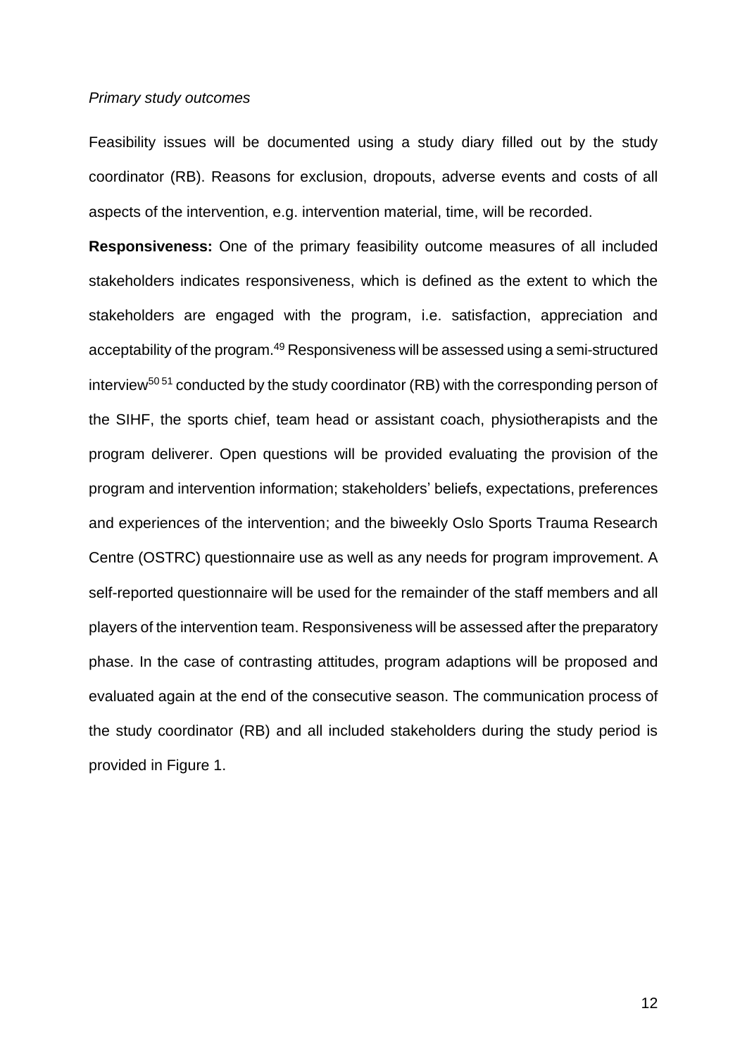*Primary study outcomes*

Feasibility issues will be documented using a study diary filled out by the study coordinator (RB). Reasons for exclusion, dropouts, adverse events and costs of all aspects of the intervention, e.g. intervention material, time, will be recorded.

**Responsiveness:** One of the primary feasibility outcome measures of all included stakeholders indicates responsiveness, which is defined as the extent to which the stakeholders are engaged with the program, i.e. satisfaction, appreciation and acceptability of the program.[49] Responsiveness will be assessed using a semi-structured interview[50 51] conducted by the study coordinator (RB) with the corresponding person of the SIHF, the sports chief, team head or assistant coach, physiotherapists and the program deliverer. Open questions will be provided evaluating the provision of the program and intervention information; stakeholders' beliefs, expectations, preferences and experiences of the intervention; and the biweekly Oslo Sports Trauma Research Centre (OSTRC) questionnaire use as well as any needs for program improvement. A self-reported questionnaire will be used for the remainder of the staff members and all players of the intervention team. Responsiveness will be assessed after the preparatory phase. In the case of contrasting attitudes, program adaptions will be proposed and evaluated again at the end of the consecutive season. The communication process of the study coordinator (RB) and all included stakeholders during the study period is provided in Figure 1.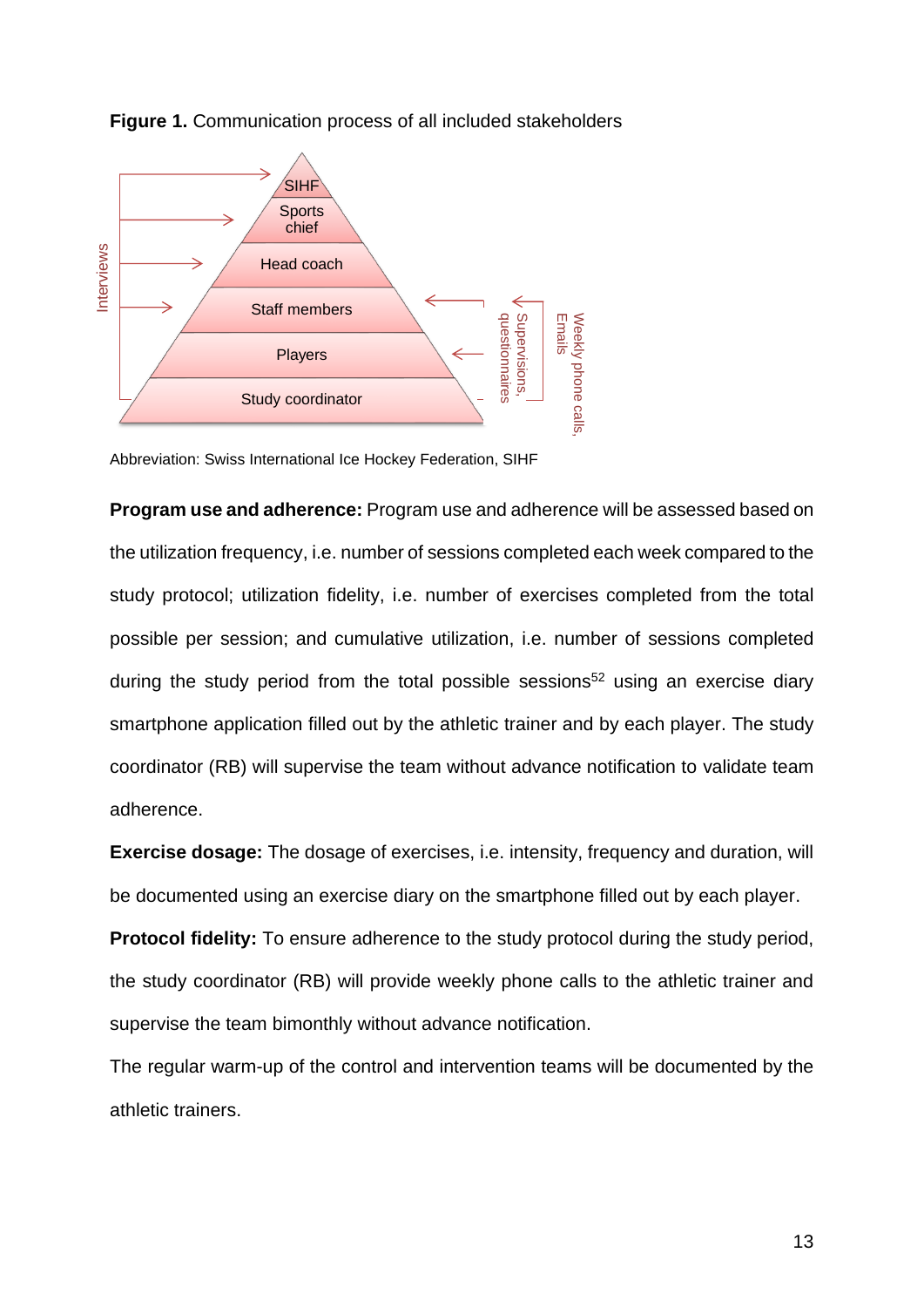**Figure 1.** Communication process of all included stakeholders

Interviews

SIHF

Sports chief

Head coach

Staff members

Players

Study coordinator

Supervisions, questionnaires

Weekly phone calls, Emails

Abbreviation: Swiss International Ice Hockey Federation, SIHF

**Program use and adherence:** Program use and adherence will be assessed based on the utilization frequency, i.e. number of sessions completed each week compared to the study protocol; utilization fidelity, i.e. number of exercises completed from the total possible per session; and cumulative utilization, i.e. number of sessions completed during the study period from the total possible sessions[52] using an exercise diary smartphone application filled out by the athletic trainer and by each player. The study coordinator (RB) will supervise the team without advance notification to validate team adherence.

**Exercise dosage:** The dosage of exercises, i.e. intensity, frequency and duration, will be documented using an exercise diary on the smartphone filled out by each player.

**Protocol fidelity:** To ensure adherence to the study protocol during the study period, the study coordinator (RB) will provide weekly phone calls to the athletic trainer and supervise the team bimonthly without advance notification.

The regular warm-up of the control and intervention teams will be documented by the athletic trainers.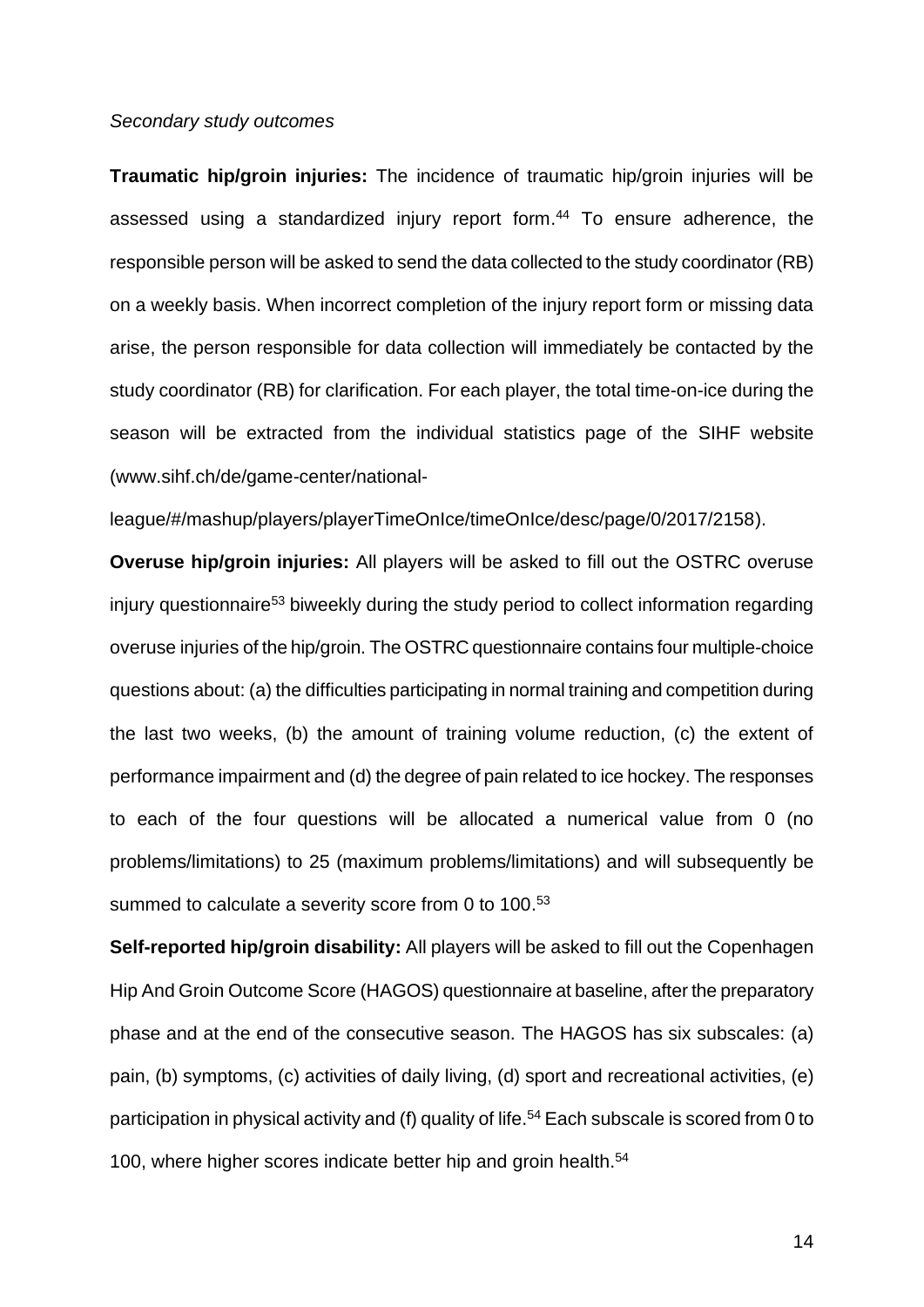*Secondary study outcomes*

**Traumatic hip/groin injuries:** The incidence of traumatic hip/groin injuries will be assessed using a standardized injury report form.[44] To ensure adherence, the responsible person will be asked to send the data collected to the study coordinator (RB) on a weekly basis. When incorrect completion of the injury report form or missing data arise, the person responsible for data collection will immediately be contacted by the study coordinator (RB) for clarification. For each player, the total time-on-ice during the season will be extracted from the individual statistics page of the SIHF website (www.sihf.ch/de/game-center/national-league/#/mashup/players/playerTimeOnIce/timeOnIce/desc/page/0/2017/2158).

**Overuse hip/groin injuries:** All players will be asked to fill out the OSTRC overuse injury questionnaire[53] biweekly during the study period to collect information regarding overuse injuries of the hip/groin. The OSTRC questionnaire contains four multiple-choice questions about: (a) the difficulties participating in normal training and competition during the last two weeks, (b) the amount of training volume reduction, (c) the extent of performance impairment and (d) the degree of pain related to ice hockey. The responses to each of the four questions will be allocated a numerical value from 0 (no problems/limitations) to 25 (maximum problems/limitations) and will subsequently be summed to calculate a severity score from 0 to 100.[53]

**Self-reported hip/groin disability:** All players will be asked to fill out the Copenhagen Hip And Groin Outcome Score (HAGOS) questionnaire at baseline, after the preparatory phase and at the end of the consecutive season. The HAGOS has six subscales: (a) pain, (b) symptoms, (c) activities of daily living, (d) sport and recreational activities, (e) participation in physical activity and (f) quality of life.[54] Each subscale is scored from 0 to 100, where higher scores indicate better hip and groin health.[54]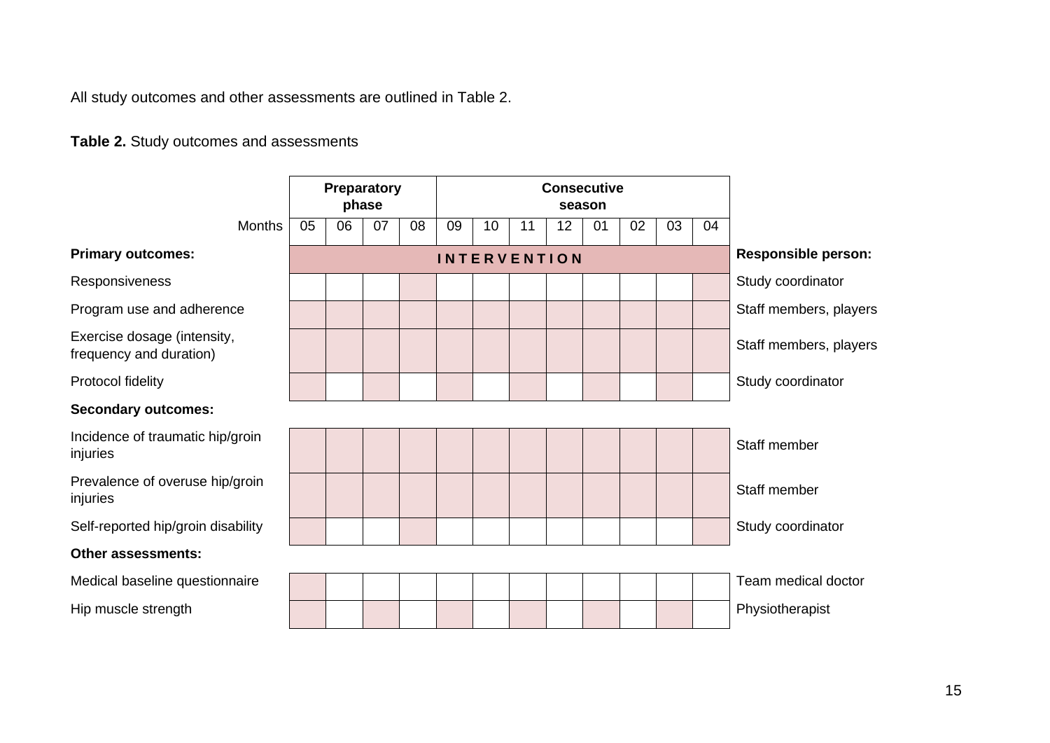All study outcomes and other assessments are outlined in Table 2.

**Table 2.** Study outcomes and assessments

| | Preparatory phase | | | | Consecutive season | | | | | | | | |
|---|---|---|---|---|---|---|---|---|---|---|---|---|---|
| Months | 05 | 06 | 07 | 08 | 09 | 10 | 11 | 12 | 01 | 02 | 03 | 04 | |
| **Primary outcomes:** | INTERVENTION | | | | | | | | | | | | **Responsible person:** |
| Responsiveness | | | | X | | | | | | | | X | Study coordinator |
| Program use and adherence | X | X | X | X | X | X | X | X | X | X | X | X | Staff members, players |
| Exercise dosage (intensity, frequency and duration) | X | X | X | X | X | X | X | X | X | X | X | X | Staff members, players |
| Protocol fidelity | X | | X | | X | | X | | X | | X | | Study coordinator |
| **Secondary outcomes:** | | | | | | | | | | | | | |
| Incidence of traumatic hip/groin injuries | X | X | X | X | X | X | X | X | X | X | X | X | Staff member |
| Prevalence of overuse hip/groin injuries | X | X | X | X | X | X | X | X | X | X | X | X | Staff member |
| Self-reported hip/groin disability | X | | | X | | | | | | | | X | Study coordinator |
| **Other assessments:** | | | | | | | | | | | | | |
| Medical baseline questionnaire | X | | | | | | | | | | | | Team medical doctor |
| Hip muscle strength | X | | X | | X | | X | | X | | X | | Physiotherapist |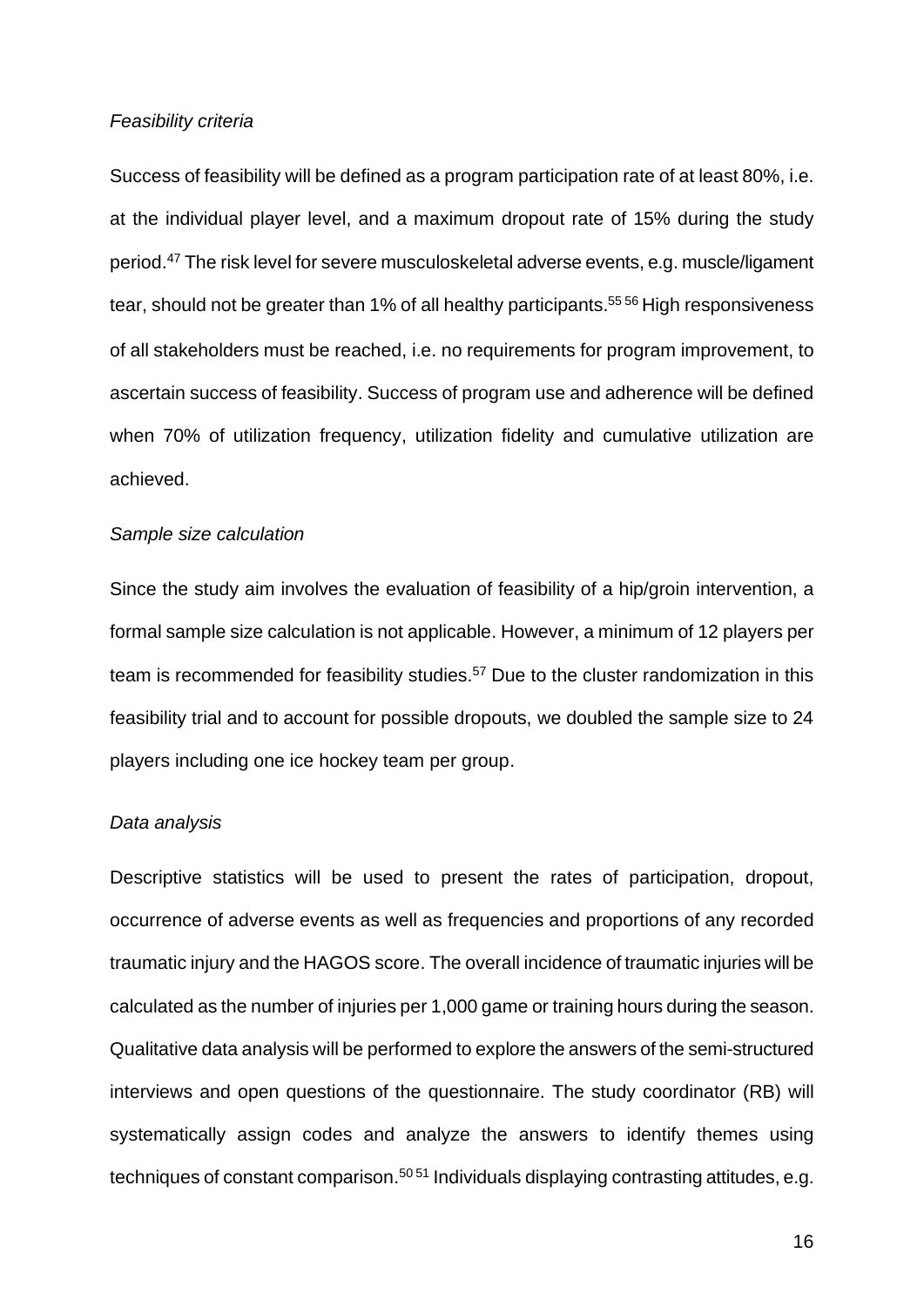*Feasibility criteria*

Success of feasibility will be defined as a program participation rate of at least 80%, i.e. at the individual player level, and a maximum dropout rate of 15% during the study period.[47] The risk level for severe musculoskeletal adverse events, e.g. muscle/ligament tear, should not be greater than 1% of all healthy participants.[55 56] High responsiveness of all stakeholders must be reached, i.e. no requirements for program improvement, to ascertain success of feasibility. Success of program use and adherence will be defined when 70% of utilization frequency, utilization fidelity and cumulative utilization are achieved.

*Sample size calculation*

Since the study aim involves the evaluation of feasibility of a hip/groin intervention, a formal sample size calculation is not applicable. However, a minimum of 12 players per team is recommended for feasibility studies.[57] Due to the cluster randomization in this feasibility trial and to account for possible dropouts, we doubled the sample size to 24 players including one ice hockey team per group.

*Data analysis*

Descriptive statistics will be used to present the rates of participation, dropout, occurrence of adverse events as well as frequencies and proportions of any recorded traumatic injury and the HAGOS score. The overall incidence of traumatic injuries will be calculated as the number of injuries per 1,000 game or training hours during the season. Qualitative data analysis will be performed to explore the answers of the semi-structured interviews and open questions of the questionnaire. The study coordinator (RB) will systematically assign codes and analyze the answers to identify themes using techniques of constant comparison.[50 51] Individuals displaying contrasting attitudes, e.g.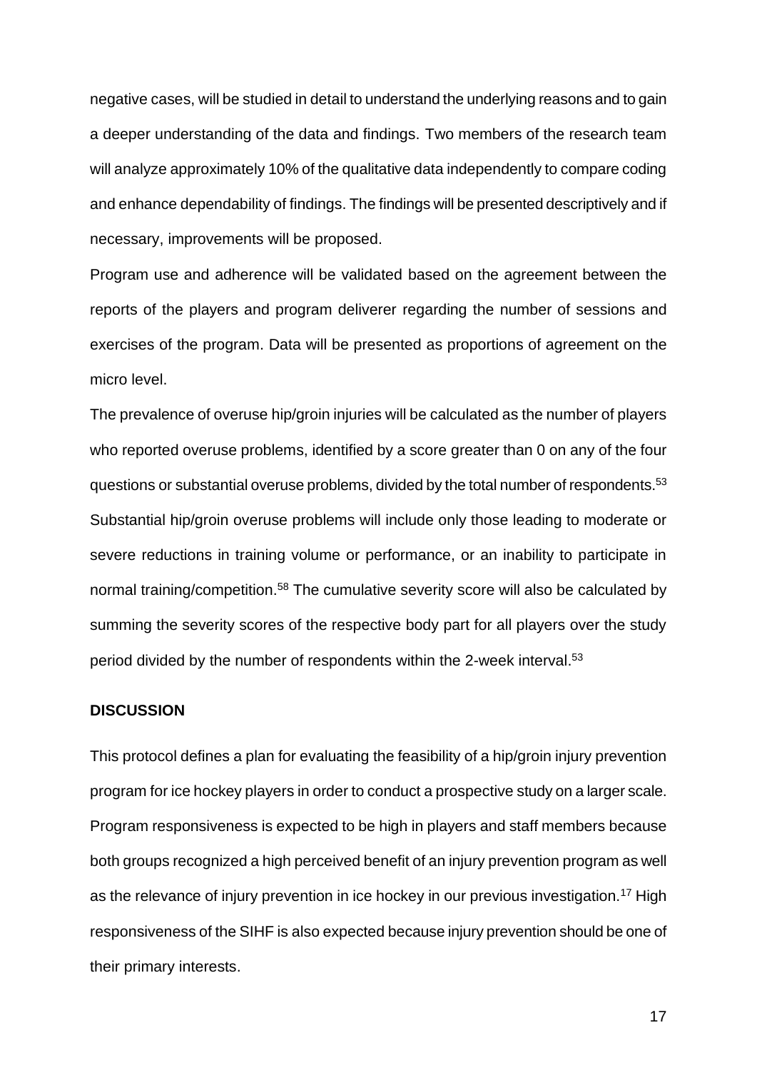negative cases, will be studied in detail to understand the underlying reasons and to gain a deeper understanding of the data and findings. Two members of the research team will analyze approximately 10% of the qualitative data independently to compare coding and enhance dependability of findings. The findings will be presented descriptively and if necessary, improvements will be proposed.

Program use and adherence will be validated based on the agreement between the reports of the players and program deliverer regarding the number of sessions and exercises of the program. Data will be presented as proportions of agreement on the micro level.

The prevalence of overuse hip/groin injuries will be calculated as the number of players who reported overuse problems, identified by a score greater than 0 on any of the four questions or substantial overuse problems, divided by the total number of respondents.[53] Substantial hip/groin overuse problems will include only those leading to moderate or severe reductions in training volume or performance, or an inability to participate in normal training/competition.[58] The cumulative severity score will also be calculated by summing the severity scores of the respective body part for all players over the study period divided by the number of respondents within the 2-week interval.[53]

## DISCUSSION

This protocol defines a plan for evaluating the feasibility of a hip/groin injury prevention program for ice hockey players in order to conduct a prospective study on a larger scale. Program responsiveness is expected to be high in players and staff members because both groups recognized a high perceived benefit of an injury prevention program as well as the relevance of injury prevention in ice hockey in our previous investigation.[17] High responsiveness of the SIHF is also expected because injury prevention should be one of their primary interests.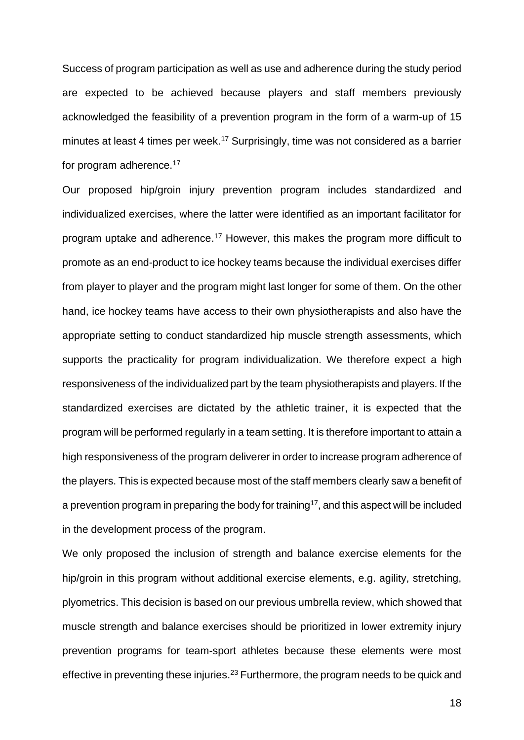Success of program participation as well as use and adherence during the study period are expected to be achieved because players and staff members previously acknowledged the feasibility of a prevention program in the form of a warm-up of 15 minutes at least 4 times per week.[17] Surprisingly, time was not considered as a barrier for program adherence.[17]

Our proposed hip/groin injury prevention program includes standardized and individualized exercises, where the latter were identified as an important facilitator for program uptake and adherence.[17] However, this makes the program more difficult to promote as an end-product to ice hockey teams because the individual exercises differ from player to player and the program might last longer for some of them. On the other hand, ice hockey teams have access to their own physiotherapists and also have the appropriate setting to conduct standardized hip muscle strength assessments, which supports the practicality for program individualization. We therefore expect a high responsiveness of the individualized part by the team physiotherapists and players. If the standardized exercises are dictated by the athletic trainer, it is expected that the program will be performed regularly in a team setting. It is therefore important to attain a high responsiveness of the program deliverer in order to increase program adherence of the players. This is expected because most of the staff members clearly saw a benefit of a prevention program in preparing the body for training[17], and this aspect will be included in the development process of the program.

We only proposed the inclusion of strength and balance exercise elements for the hip/groin in this program without additional exercise elements, e.g. agility, stretching, plyometrics. This decision is based on our previous umbrella review, which showed that muscle strength and balance exercises should be prioritized in lower extremity injury prevention programs for team-sport athletes because these elements were most effective in preventing these injuries.[23] Furthermore, the program needs to be quick and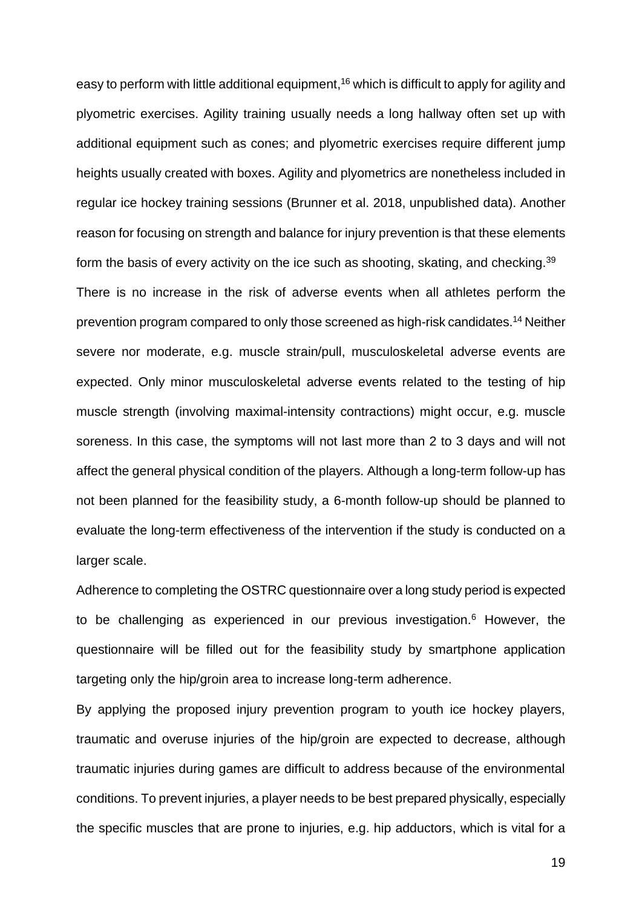easy to perform with little additional equipment,[16] which is difficult to apply for agility and plyometric exercises. Agility training usually needs a long hallway often set up with additional equipment such as cones; and plyometric exercises require different jump heights usually created with boxes. Agility and plyometrics are nonetheless included in regular ice hockey training sessions (Brunner et al. 2018, unpublished data). Another reason for focusing on strength and balance for injury prevention is that these elements form the basis of every activity on the ice such as shooting, skating, and checking.[39]

There is no increase in the risk of adverse events when all athletes perform the prevention program compared to only those screened as high-risk candidates.[14] Neither severe nor moderate, e.g. muscle strain/pull, musculoskeletal adverse events are expected. Only minor musculoskeletal adverse events related to the testing of hip muscle strength (involving maximal-intensity contractions) might occur, e.g. muscle soreness. In this case, the symptoms will not last more than 2 to 3 days and will not affect the general physical condition of the players. Although a long-term follow-up has not been planned for the feasibility study, a 6-month follow-up should be planned to evaluate the long-term effectiveness of the intervention if the study is conducted on a larger scale.

Adherence to completing the OSTRC questionnaire over a long study period is expected to be challenging as experienced in our previous investigation.[6] However, the questionnaire will be filled out for the feasibility study by smartphone application targeting only the hip/groin area to increase long-term adherence.

By applying the proposed injury prevention program to youth ice hockey players, traumatic and overuse injuries of the hip/groin are expected to decrease, although traumatic injuries during games are difficult to address because of the environmental conditions. To prevent injuries, a player needs to be best prepared physically, especially the specific muscles that are prone to injuries, e.g. hip adductors, which is vital for a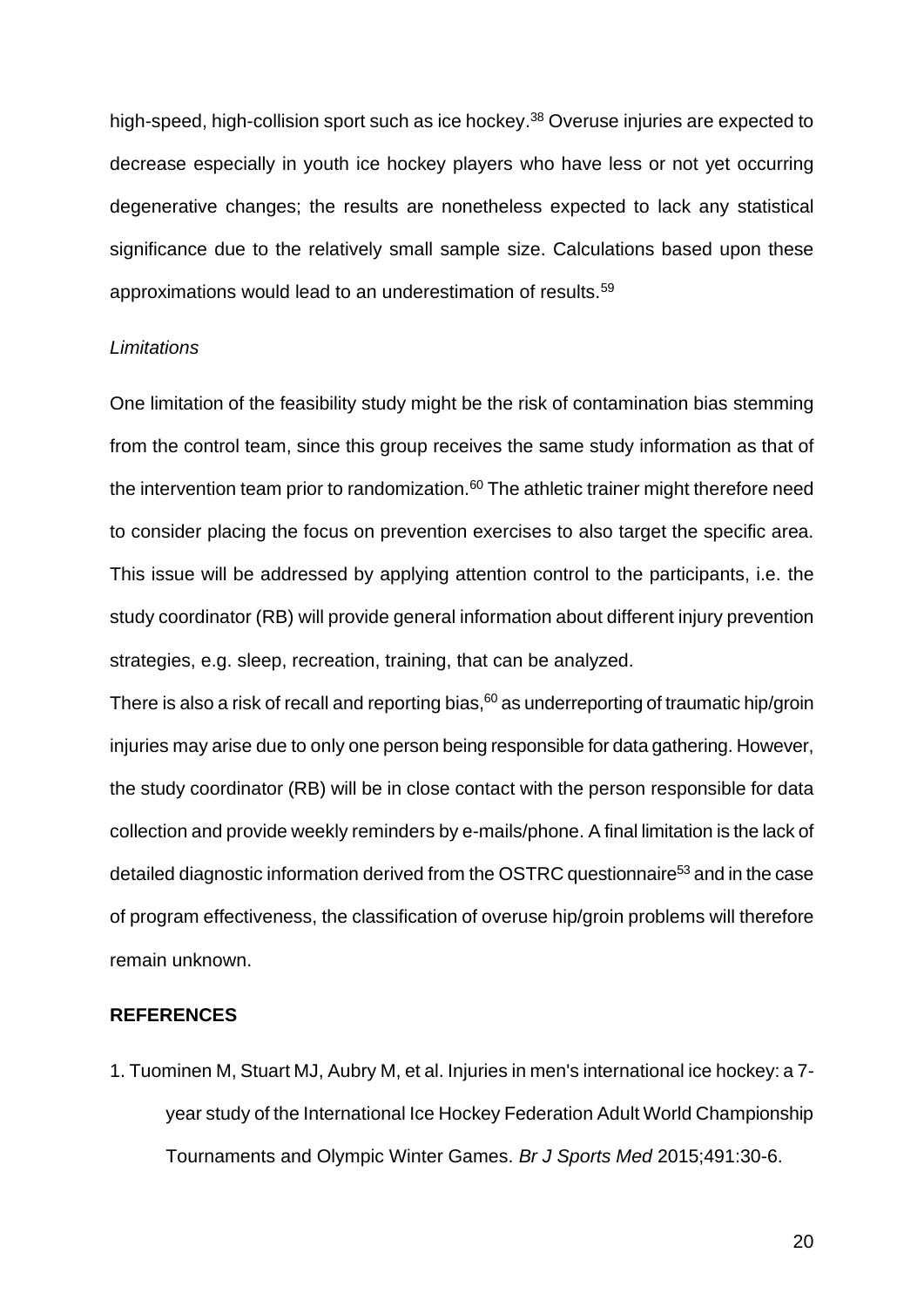high-speed, high-collision sport such as ice hockey.[38] Overuse injuries are expected to decrease especially in youth ice hockey players who have less or not yet occurring degenerative changes; the results are nonetheless expected to lack any statistical significance due to the relatively small sample size. Calculations based upon these approximations would lead to an underestimation of results.[59]

*Limitations*

One limitation of the feasibility study might be the risk of contamination bias stemming from the control team, since this group receives the same study information as that of the intervention team prior to randomization.[60] The athletic trainer might therefore need to consider placing the focus on prevention exercises to also target the specific area. This issue will be addressed by applying attention control to the participants, i.e. the study coordinator (RB) will provide general information about different injury prevention strategies, e.g. sleep, recreation, training, that can be analyzed.

There is also a risk of recall and reporting bias,[60] as underreporting of traumatic hip/groin injuries may arise due to only one person being responsible for data gathering. However, the study coordinator (RB) will be in close contact with the person responsible for data collection and provide weekly reminders by e-mails/phone. A final limitation is the lack of detailed diagnostic information derived from the OSTRC questionnaire[53] and in the case of program effectiveness, the classification of overuse hip/groin problems will therefore remain unknown.

## REFERENCES

1. Tuominen M, Stuart MJ, Aubry M, et al. Injuries in men's international ice hockey: a 7-year study of the International Ice Hockey Federation Adult World Championship Tournaments and Olympic Winter Games. *Br J Sports Med* 2015;491:30-6.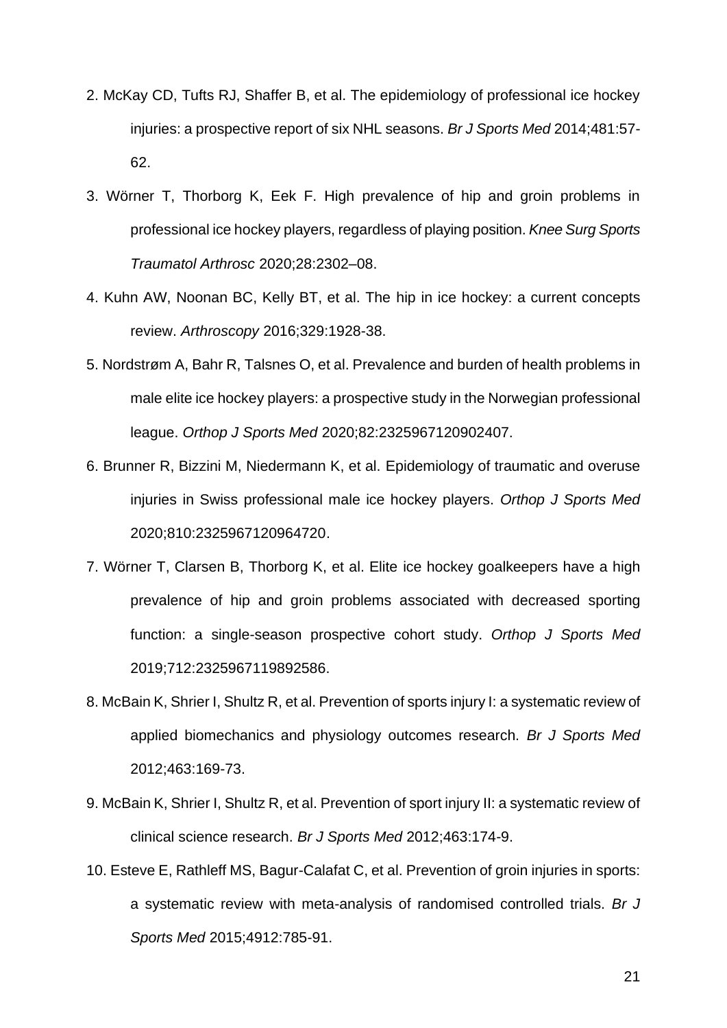2. McKay CD, Tufts RJ, Shaffer B, et al. The epidemiology of professional ice hockey injuries: a prospective report of six NHL seasons. *Br J Sports Med* 2014;481:57-62.

3. Wörner T, Thorborg K, Eek F. High prevalence of hip and groin problems in professional ice hockey players, regardless of playing position. *Knee Surg Sports Traumatol Arthrosc* 2020;28:2302–08.

4. Kuhn AW, Noonan BC, Kelly BT, et al. The hip in ice hockey: a current concepts review. *Arthroscopy* 2016;329:1928-38.

5. Nordstrøm A, Bahr R, Talsnes O, et al. Prevalence and burden of health problems in male elite ice hockey players: a prospective study in the Norwegian professional league. *Orthop J Sports Med* 2020;82:2325967120902407.

6. Brunner R, Bizzini M, Niedermann K, et al. Epidemiology of traumatic and overuse injuries in Swiss professional male ice hockey players. *Orthop J Sports Med* 2020;810:2325967120964720.

7. Wörner T, Clarsen B, Thorborg K, et al. Elite ice hockey goalkeepers have a high prevalence of hip and groin problems associated with decreased sporting function: a single-season prospective cohort study. *Orthop J Sports Med* 2019;712:2325967119892586.

8. McBain K, Shrier I, Shultz R, et al. Prevention of sports injury I: a systematic review of applied biomechanics and physiology outcomes research. *Br J Sports Med* 2012;463:169-73.

9. McBain K, Shrier I, Shultz R, et al. Prevention of sport injury II: a systematic review of clinical science research. *Br J Sports Med* 2012;463:174-9.

10. Esteve E, Rathleff MS, Bagur-Calafat C, et al. Prevention of groin injuries in sports: a systematic review with meta-analysis of randomised controlled trials. *Br J Sports Med* 2015;4912:785-91.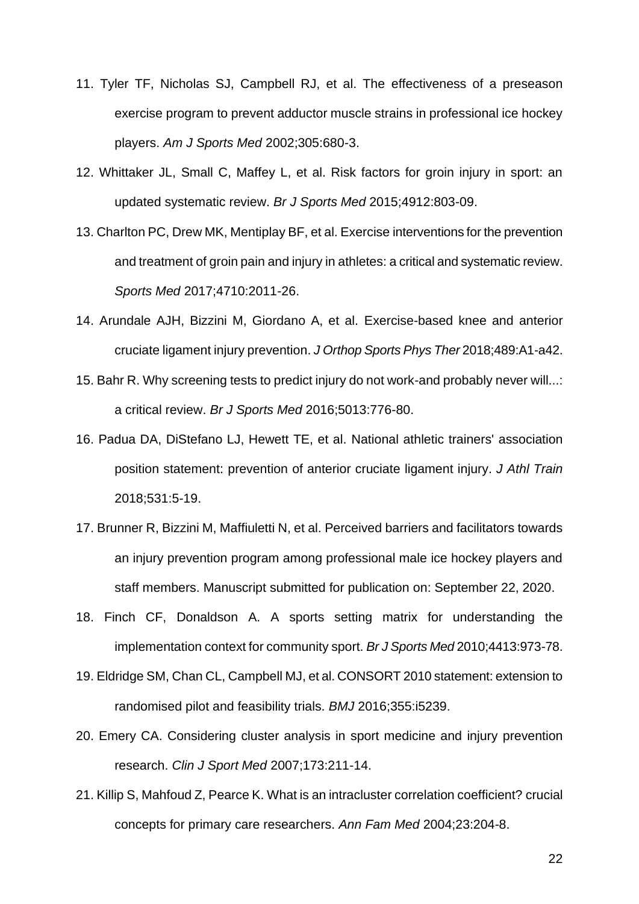11. Tyler TF, Nicholas SJ, Campbell RJ, et al. The effectiveness of a preseason exercise program to prevent adductor muscle strains in professional ice hockey players. *Am J Sports Med* 2002;305:680-3.

12. Whittaker JL, Small C, Maffey L, et al. Risk factors for groin injury in sport: an updated systematic review. *Br J Sports Med* 2015;4912:803-09.

13. Charlton PC, Drew MK, Mentiplay BF, et al. Exercise interventions for the prevention and treatment of groin pain and injury in athletes: a critical and systematic review. *Sports Med* 2017;4710:2011-26.

14. Arundale AJH, Bizzini M, Giordano A, et al. Exercise-based knee and anterior cruciate ligament injury prevention. *J Orthop Sports Phys Ther* 2018;489:A1-a42.

15. Bahr R. Why screening tests to predict injury do not work-and probably never will...: a critical review. *Br J Sports Med* 2016;5013:776-80.

16. Padua DA, DiStefano LJ, Hewett TE, et al. National athletic trainers' association position statement: prevention of anterior cruciate ligament injury. *J Athl Train* 2018;531:5-19.

17. Brunner R, Bizzini M, Maffiuletti N, et al. Perceived barriers and facilitators towards an injury prevention program among professional male ice hockey players and staff members. Manuscript submitted for publication on: September 22, 2020.

18. Finch CF, Donaldson A. A sports setting matrix for understanding the implementation context for community sport. *Br J Sports Med* 2010;4413:973-78.

19. Eldridge SM, Chan CL, Campbell MJ, et al. CONSORT 2010 statement: extension to randomised pilot and feasibility trials. *BMJ* 2016;355:i5239.

20. Emery CA. Considering cluster analysis in sport medicine and injury prevention research. *Clin J Sport Med* 2007;173:211-14.

21. Killip S, Mahfoud Z, Pearce K. What is an intracluster correlation coefficient? crucial concepts for primary care researchers. *Ann Fam Med* 2004;23:204-8.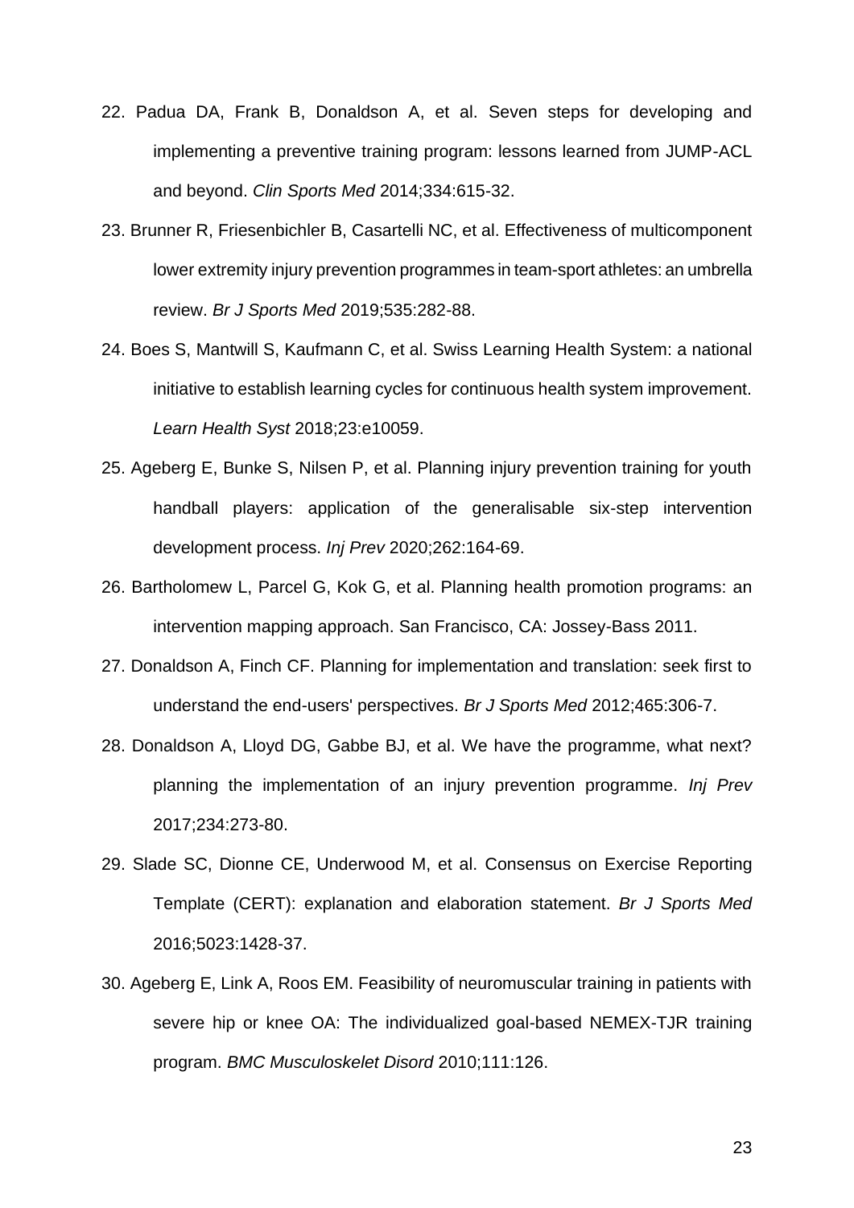22. Padua DA, Frank B, Donaldson A, et al. Seven steps for developing and implementing a preventive training program: lessons learned from JUMP-ACL and beyond. *Clin Sports Med* 2014;334:615-32.

23. Brunner R, Friesenbichler B, Casartelli NC, et al. Effectiveness of multicomponent lower extremity injury prevention programmes in team-sport athletes: an umbrella review. *Br J Sports Med* 2019;535:282-88.

24. Boes S, Mantwill S, Kaufmann C, et al. Swiss Learning Health System: a national initiative to establish learning cycles for continuous health system improvement. *Learn Health Syst* 2018;23:e10059.

25. Ageberg E, Bunke S, Nilsen P, et al. Planning injury prevention training for youth handball players: application of the generalisable six-step intervention development process. *Inj Prev* 2020;262:164-69.

26. Bartholomew L, Parcel G, Kok G, et al. Planning health promotion programs: an intervention mapping approach. San Francisco, CA: Jossey-Bass 2011.

27. Donaldson A, Finch CF. Planning for implementation and translation: seek first to understand the end-users' perspectives. *Br J Sports Med* 2012;465:306-7.

28. Donaldson A, Lloyd DG, Gabbe BJ, et al. We have the programme, what next? planning the implementation of an injury prevention programme. *Inj Prev* 2017;234:273-80.

29. Slade SC, Dionne CE, Underwood M, et al. Consensus on Exercise Reporting Template (CERT): explanation and elaboration statement. *Br J Sports Med* 2016;5023:1428-37.

30. Ageberg E, Link A, Roos EM. Feasibility of neuromuscular training in patients with severe hip or knee OA: The individualized goal-based NEMEX-TJR training program. *BMC Musculoskelet Disord* 2010;111:126.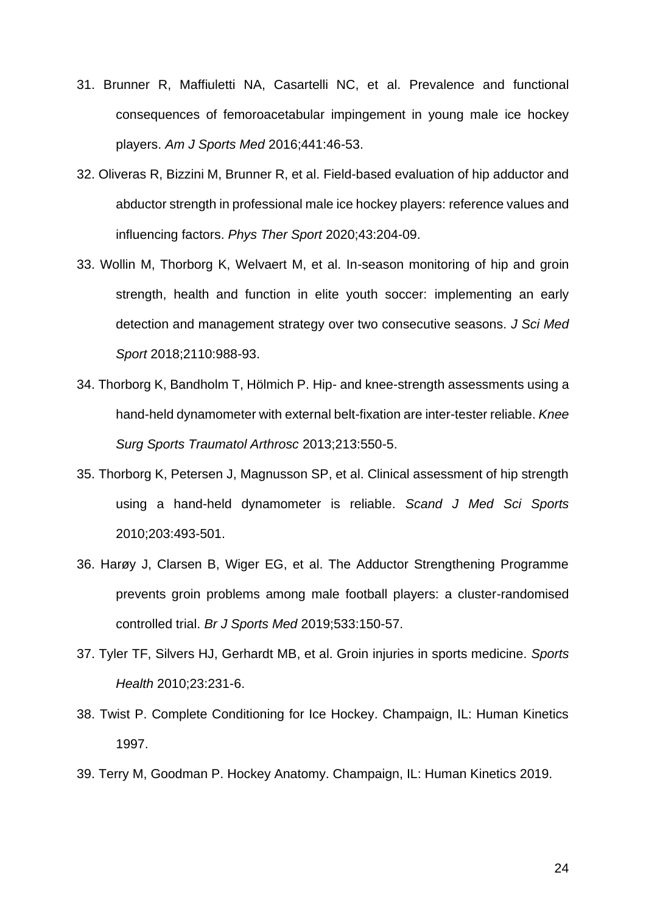31. Brunner R, Maffiuletti NA, Casartelli NC, et al. Prevalence and functional consequences of femoroacetabular impingement in young male ice hockey players. *Am J Sports Med* 2016;441:46-53.

32. Oliveras R, Bizzini M, Brunner R, et al. Field-based evaluation of hip adductor and abductor strength in professional male ice hockey players: reference values and influencing factors. *Phys Ther Sport* 2020;43:204-09.

33. Wollin M, Thorborg K, Welvaert M, et al. In-season monitoring of hip and groin strength, health and function in elite youth soccer: implementing an early detection and management strategy over two consecutive seasons. *J Sci Med Sport* 2018;2110:988-93.

34. Thorborg K, Bandholm T, Hölmich P. Hip- and knee-strength assessments using a hand-held dynamometer with external belt-fixation are inter-tester reliable. *Knee Surg Sports Traumatol Arthrosc* 2013;213:550-5.

35. Thorborg K, Petersen J, Magnusson SP, et al. Clinical assessment of hip strength using a hand-held dynamometer is reliable. *Scand J Med Sci Sports* 2010;203:493-501.

36. Harøy J, Clarsen B, Wiger EG, et al. The Adductor Strengthening Programme prevents groin problems among male football players: a cluster-randomised controlled trial. *Br J Sports Med* 2019;533:150-57.

37. Tyler TF, Silvers HJ, Gerhardt MB, et al. Groin injuries in sports medicine. *Sports Health* 2010;23:231-6.

38. Twist P. Complete Conditioning for Ice Hockey. Champaign, IL: Human Kinetics 1997.

39. Terry M, Goodman P. Hockey Anatomy. Champaign, IL: Human Kinetics 2019.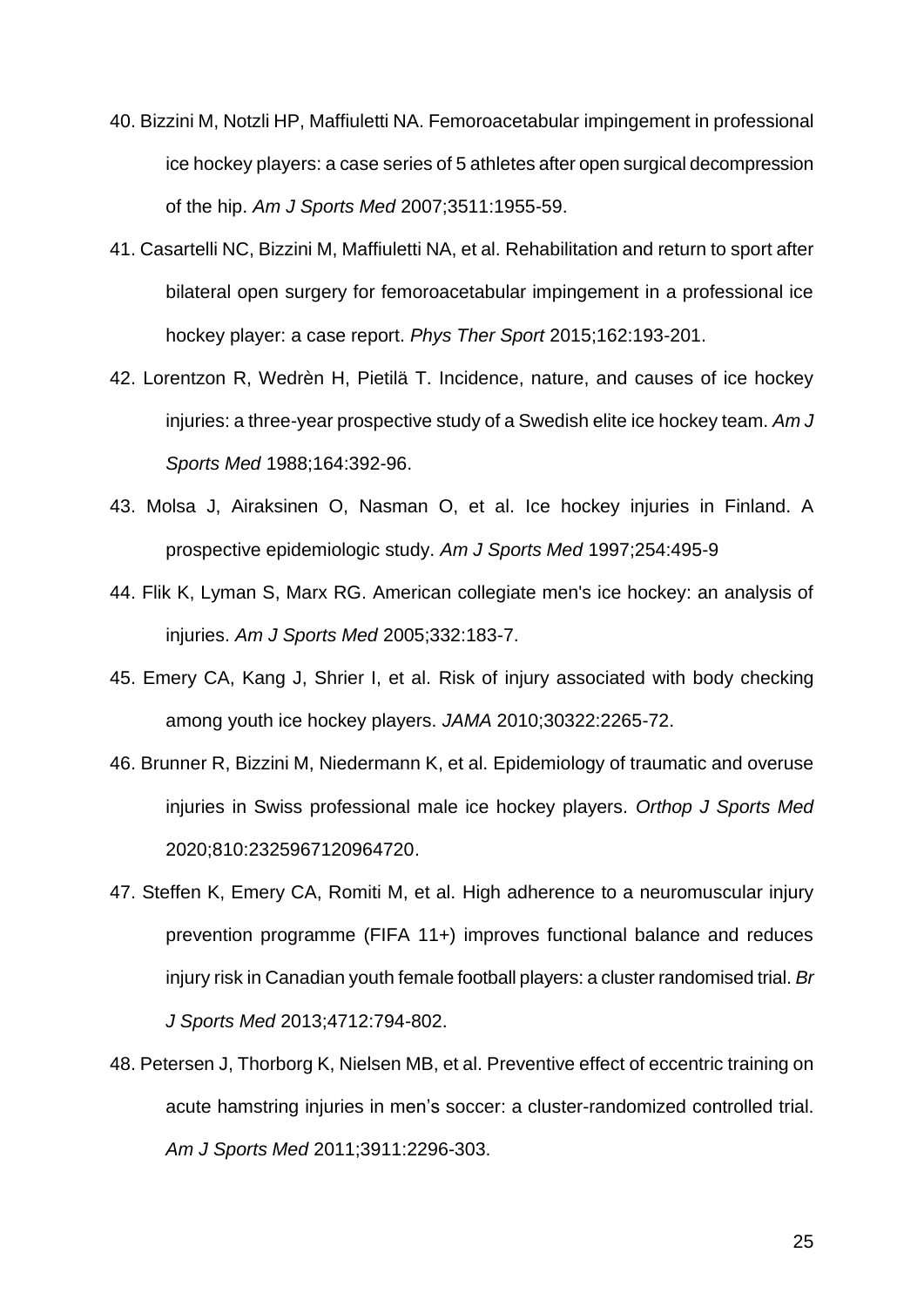40. Bizzini M, Notzli HP, Maffiuletti NA. Femoroacetabular impingement in professional ice hockey players: a case series of 5 athletes after open surgical decompression of the hip. *Am J Sports Med* 2007;3511:1955-59.

41. Casartelli NC, Bizzini M, Maffiuletti NA, et al. Rehabilitation and return to sport after bilateral open surgery for femoroacetabular impingement in a professional ice hockey player: a case report. *Phys Ther Sport* 2015;162:193-201.

42. Lorentzon R, Wedrèn H, Pietilä T. Incidence, nature, and causes of ice hockey injuries: a three-year prospective study of a Swedish elite ice hockey team. *Am J Sports Med* 1988;164:392-96.

43. Molsa J, Airaksinen O, Nasman O, et al. Ice hockey injuries in Finland. A prospective epidemiologic study. *Am J Sports Med* 1997;254:495-9

44. Flik K, Lyman S, Marx RG. American collegiate men's ice hockey: an analysis of injuries. *Am J Sports Med* 2005;332:183-7.

45. Emery CA, Kang J, Shrier I, et al. Risk of injury associated with body checking among youth ice hockey players. *JAMA* 2010;30322:2265-72.

46. Brunner R, Bizzini M, Niedermann K, et al. Epidemiology of traumatic and overuse injuries in Swiss professional male ice hockey players. *Orthop J Sports Med* 2020;810:2325967120964720.

47. Steffen K, Emery CA, Romiti M, et al. High adherence to a neuromuscular injury prevention programme (FIFA 11+) improves functional balance and reduces injury risk in Canadian youth female football players: a cluster randomised trial. *Br J Sports Med* 2013;4712:794-802.

48. Petersen J, Thorborg K, Nielsen MB, et al. Preventive effect of eccentric training on acute hamstring injuries in men's soccer: a cluster-randomized controlled trial. *Am J Sports Med* 2011;3911:2296-303.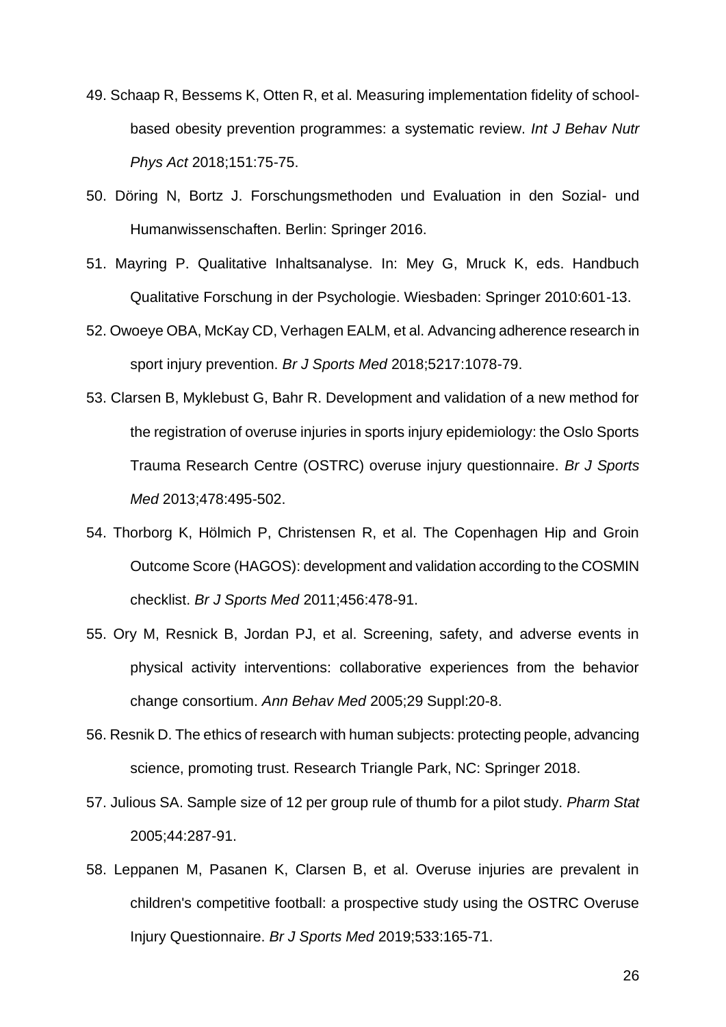49. Schaap R, Bessems K, Otten R, et al. Measuring implementation fidelity of school-based obesity prevention programmes: a systematic review. *Int J Behav Nutr Phys Act* 2018;151:75-75.

50. Döring N, Bortz J. Forschungsmethoden und Evaluation in den Sozial- und Humanwissenschaften. Berlin: Springer 2016.

51. Mayring P. Qualitative Inhaltsanalyse. In: Mey G, Mruck K, eds. Handbuch Qualitative Forschung in der Psychologie. Wiesbaden: Springer 2010:601-13.

52. Owoeye OBA, McKay CD, Verhagen EALM, et al. Advancing adherence research in sport injury prevention. *Br J Sports Med* 2018;5217:1078-79.

53. Clarsen B, Myklebust G, Bahr R. Development and validation of a new method for the registration of overuse injuries in sports injury epidemiology: the Oslo Sports Trauma Research Centre (OSTRC) overuse injury questionnaire. *Br J Sports Med* 2013;478:495-502.

54. Thorborg K, Hölmich P, Christensen R, et al. The Copenhagen Hip and Groin Outcome Score (HAGOS): development and validation according to the COSMIN checklist. *Br J Sports Med* 2011;456:478-91.

55. Ory M, Resnick B, Jordan PJ, et al. Screening, safety, and adverse events in physical activity interventions: collaborative experiences from the behavior change consortium. *Ann Behav Med* 2005;29 Suppl:20-8.

56. Resnik D. The ethics of research with human subjects: protecting people, advancing science, promoting trust. Research Triangle Park, NC: Springer 2018.

57. Julious SA. Sample size of 12 per group rule of thumb for a pilot study. *Pharm Stat* 2005;44:287-91.

58. Leppanen M, Pasanen K, Clarsen B, et al. Overuse injuries are prevalent in children's competitive football: a prospective study using the OSTRC Overuse Injury Questionnaire. *Br J Sports Med* 2019;533:165-71.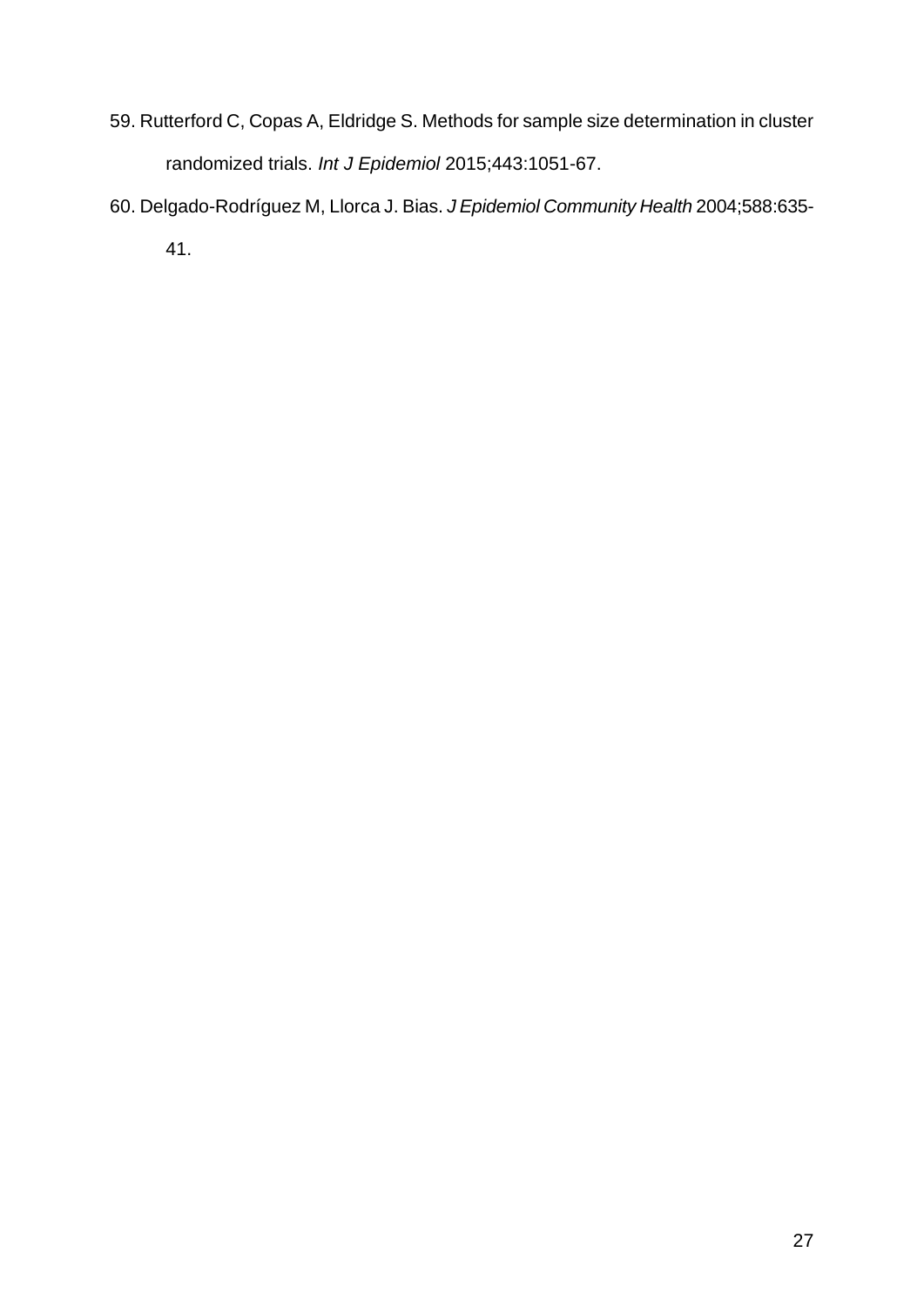59. Rutterford C, Copas A, Eldridge S. Methods for sample size determination in cluster randomized trials. *Int J Epidemiol* 2015;443:1051-67.
60. Delgado-Rodríguez M, Llorca J. Bias. *J Epidemiol Community Health* 2004;588:635-41.